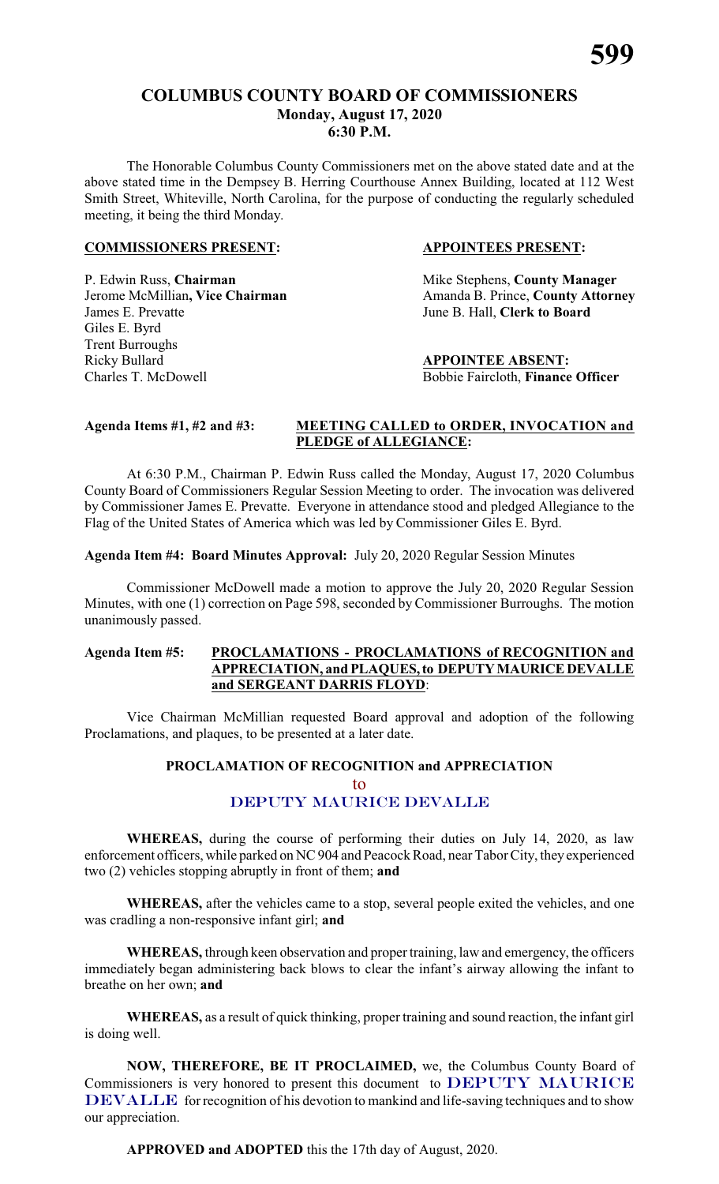# COLUMBUS COUNTY BOARD OF COMMISSIONERS
## Monday, August 17, 2020
## 6:30 P.M.

The Honorable Columbus County Commissioners met on the above stated date and at the above stated time in the Dempsey B. Herring Courthouse Annex Building, located at 112 West Smith Street, Whiteville, North Carolina, for the purpose of conducting the regularly scheduled meeting, it being the third Monday.

**COMMISSIONERS PRESENT:**

P. Edwin Russ, **Chairman**
Jerome McMillian**, Vice Chairman**
James E. Prevatte
Giles E. Byrd
Trent Burroughs
Ricky Bullard
Charles T. McDowell

**APPOINTEES PRESENT:**

Mike Stephens, **County Manager**
Amanda B. Prince, **County Attorney**
June B. Hall, **Clerk to Board**

**APPOINTEE ABSENT:**

Bobbie Faircloth, **Finance Officer**

**Agenda Items #1, #2 and #3: MEETING CALLED to ORDER, INVOCATION and PLEDGE of ALLEGIANCE:**

At 6:30 P.M., Chairman P. Edwin Russ called the Monday, August 17, 2020 Columbus County Board of Commissioners Regular Session Meeting to order. The invocation was delivered by Commissioner James E. Prevatte. Everyone in attendance stood and pledged Allegiance to the Flag of the United States of America which was led by Commissioner Giles E. Byrd.

**Agenda Item #4: Board Minutes Approval:** July 20, 2020 Regular Session Minutes

Commissioner McDowell made a motion to approve the July 20, 2020 Regular Session Minutes, with one (1) correction on Page 598, seconded by Commissioner Burroughs. The motion unanimously passed.

**Agenda Item #5: PROCLAMATIONS - PROCLAMATIONS of RECOGNITION and APPRECIATION, and PLAQUES, to DEPUTY MAURICE DEVALLE and SERGEANT DARRIS FLOYD:**

Vice Chairman McMillian requested Board approval and adoption of the following Proclamations, and plaques, to be presented at a later date.

**PROCLAMATION OF RECOGNITION and APPRECIATION**

to

**DEPUTY MAURICE DEVALLE**

**WHEREAS,** during the course of performing their duties on July 14, 2020, as law enforcement officers, while parked on NC 904 and Peacock Road, near Tabor City, they experienced two (2) vehicles stopping abruptly in front of them; **and**

**WHEREAS,** after the vehicles came to a stop, several people exited the vehicles, and one was cradling a non-responsive infant girl; **and**

**WHEREAS,** through keen observation and proper training, law and emergency, the officers immediately began administering back blows to clear the infant's airway allowing the infant to breathe on her own; **and**

**WHEREAS,** as a result of quick thinking, proper training and sound reaction, the infant girl is doing well.

**NOW, THEREFORE, BE IT PROCLAIMED,** we, the Columbus County Board of Commissioners is very honored to present this document to **DEPUTY MAURICE DEVALLE** for recognition of his devotion to mankind and life-saving techniques and to show our appreciation.

**APPROVED and ADOPTED** this the 17th day of August, 2020.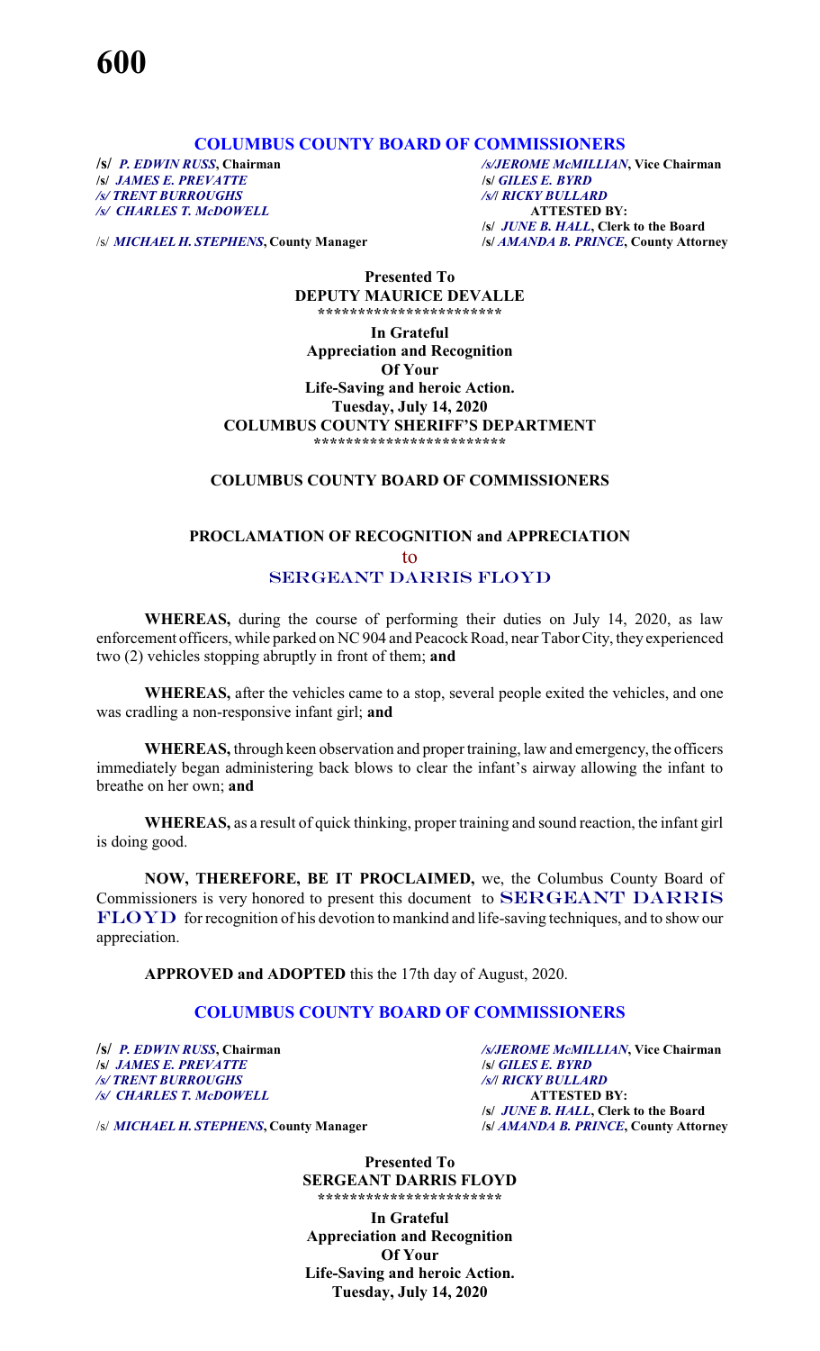### COLUMBUS COUNTY BOARD OF COMMISSIONERS

/s/ *P. EDWIN RUSS*, Chairman
/s/ *JAMES E. PREVATTE*
/s/ *TRENT BURROUGHS*
/s/ *CHARLES T. McDOWELL*

/s/ *MICHAEL H. STEPHENS*, County Manager

/s/*JEROME McMILLIAN*, Vice Chairman
/s/ *GILES E. BYRD*
/s/l *RICKY BULLARD*
**ATTESTED BY:**
/s/ *JUNE B. HALL*, Clerk to the Board
/s/ *AMANDA B. PRINCE*, County Attorney

**Presented To**
**DEPUTY MAURICE DEVALLE**
**\*\*\*\*\*\*\*\*\*\*\*\*\*\*\*\*\*\*\*\*\*\*\***
**In Grateful**
**Appreciation and Recognition**
**Of Your**
**Life-Saving and heroic Action.**
**Tuesday, July 14, 2020**
**COLUMBUS COUNTY SHERIFF'S DEPARTMENT**
**\*\*\*\*\*\*\*\*\*\*\*\*\*\*\*\*\*\*\*\*\*\*\*\***

**COLUMBUS COUNTY BOARD OF COMMISSIONERS**

**PROCLAMATION OF RECOGNITION and APPRECIATION**
to
SERGEANT DARRIS FLOYD

**WHEREAS,** during the course of performing their duties on July 14, 2020, as law enforcement officers, while parked on NC 904 and Peacock Road, near Tabor City, they experienced two (2) vehicles stopping abruptly in front of them; **and**

**WHEREAS,** after the vehicles came to a stop, several people exited the vehicles, and one was cradling a non-responsive infant girl; **and**

**WHEREAS,** through keen observation and proper training, law and emergency, the officers immediately began administering back blows to clear the infant's airway allowing the infant to breathe on her own; **and**

**WHEREAS,** as a result of quick thinking, proper training and sound reaction, the infant girl is doing good.

**NOW, THEREFORE, BE IT PROCLAIMED,** we, the Columbus County Board of Commissioners is very honored to present this document to SERGEANT DARRIS FLOYD for recognition of his devotion to mankind and life-saving techniques, and to show our appreciation.

**APPROVED and ADOPTED** this the 17th day of August, 2020.

### COLUMBUS COUNTY BOARD OF COMMISSIONERS

/s/ *P. EDWIN RUSS*, Chairman
/s/ *JAMES E. PREVATTE*
/s/ *TRENT BURROUGHS*
/s/ *CHARLES T. McDOWELL*

/s/ *MICHAEL H. STEPHENS*, County Manager

/s/*JEROME McMILLIAN*, Vice Chairman
/s/ *GILES E. BYRD*
/s/l *RICKY BULLARD*
**ATTESTED BY:**
/s/ *JUNE B. HALL*, Clerk to the Board
/s/ *AMANDA B. PRINCE*, County Attorney

**Presented To**
**SERGEANT DARRIS FLOYD**
**\*\*\*\*\*\*\*\*\*\*\*\*\*\*\*\*\*\*\*\*\*\*\***
**In Grateful**
**Appreciation and Recognition**
**Of Your**
**Life-Saving and heroic Action.**
**Tuesday, July 14, 2020**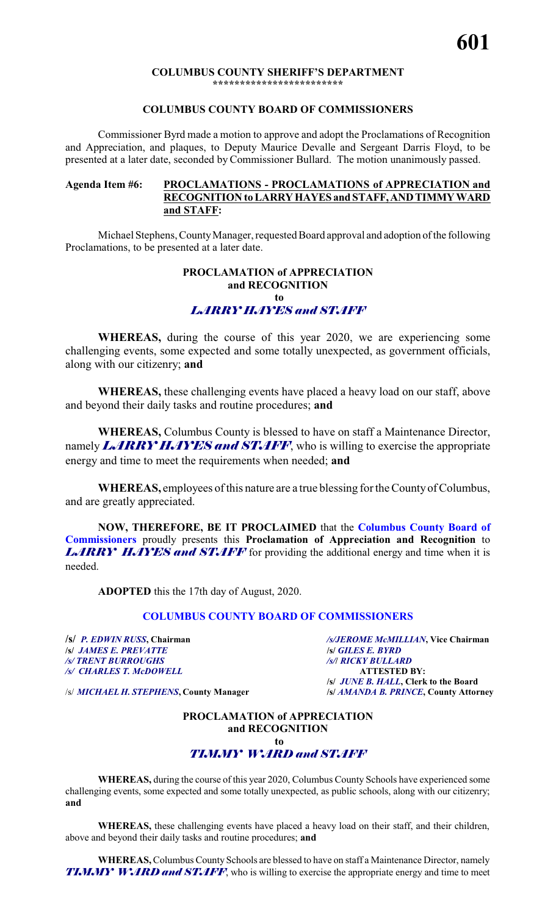**COLUMBUS COUNTY SHERIFF'S DEPARTMENT**
**************************

**COLUMBUS COUNTY BOARD OF COMMISSIONERS**

Commissioner Byrd made a motion to approve and adopt the Proclamations of Recognition and Appreciation, and plaques, to Deputy Maurice Devalle and Sergeant Darris Floyd, to be presented at a later date, seconded by Commissioner Bullard. The motion unanimously passed.

**Agenda Item #6: PROCLAMATIONS - PROCLAMATIONS of APPRECIATION and RECOGNITION to LARRY HAYES and STAFF, AND TIMMY WARD and STAFF:**

Michael Stephens, County Manager, requested Board approval and adoption of the following Proclamations, to be presented at a later date.

**PROCLAMATION of APPRECIATION and RECOGNITION to**
***LARRY HAYES and STAFF***

**WHEREAS,** during the course of this year 2020, we are experiencing some challenging events, some expected and some totally unexpected, as government officials, along with our citizenry; **and**

**WHEREAS,** these challenging events have placed a heavy load on our staff, above and beyond their daily tasks and routine procedures; **and**

**WHEREAS,** Columbus County is blessed to have on staff a Maintenance Director, namely ***LARRY HAYES and STAFF***, who is willing to exercise the appropriate energy and time to meet the requirements when needed; **and**

**WHEREAS,** employees of this nature are a true blessing for the County of Columbus, and are greatly appreciated.

**NOW, THEREFORE, BE IT PROCLAIMED** that the **Columbus County Board of Commissioners** proudly presents this **Proclamation of Appreciation and Recognition** to ***LARRY HAYES and STAFF*** for providing the additional energy and time when it is needed.

**ADOPTED** this the 17th day of August, 2020.

**COLUMBUS COUNTY BOARD OF COMMISSIONERS**

**/s/** ***P. EDWIN RUSS*, Chairman**
**/s/** ***JAMES E. PREVATTE***
***/s/ TRENT BURROUGHS***
***/s/ CHARLES T. McDOWELL***

***/s/JEROME McMILLIAN*, Vice Chairman**
**/s/** ***GILES E. BYRD***
***/s/l RICKY BULLARD***

**ATTESTED BY:**
**/s/** ***JUNE B. HALL*, Clerk to the Board**
**/s/** ***AMANDA B. PRINCE*, County Attorney**

/s/ ***MICHAEL H. STEPHENS*, County Manager**

**PROCLAMATION of APPRECIATION and RECOGNITION to**
***TIMMY WARD and STAFF***

**WHEREAS,** during the course of this year 2020, Columbus County Schools have experienced some challenging events, some expected and some totally unexpected, as public schools, along with our citizenry; **and**

**WHEREAS,** these challenging events have placed a heavy load on their staff, and their children, above and beyond their daily tasks and routine procedures; **and**

**WHEREAS,** Columbus County Schools are blessed to have on staff a Maintenance Director, namely ***TIMMY WARD and STAFF***, who is willing to exercise the appropriate energy and time to meet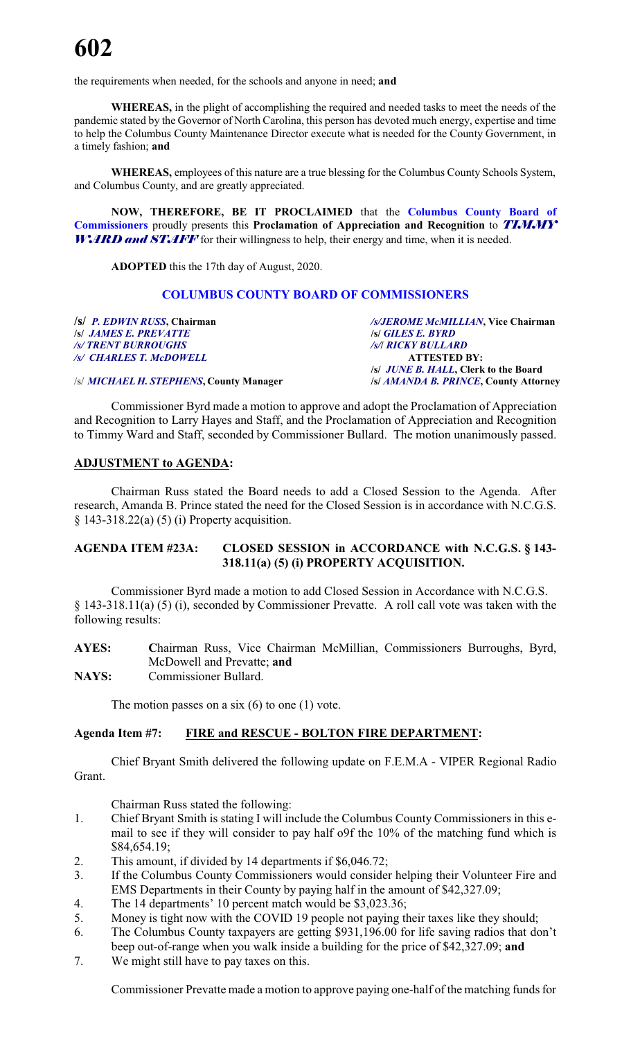the requirements when needed, for the schools and anyone in need; **and**

**WHEREAS,** in the plight of accomplishing the required and needed tasks to meet the needs of the pandemic stated by the Governor of North Carolina, this person has devoted much energy, expertise and time to help the Columbus County Maintenance Director execute what is needed for the County Government, in a timely fashion; **and**

**WHEREAS,** employees of this nature are a true blessing for the Columbus County Schools System, and Columbus County, and are greatly appreciated.

**NOW, THEREFORE, BE IT PROCLAIMED** that the **Columbus County Board of Commissioners** proudly presents this **Proclamation of Appreciation and Recognition** to ***TIMMY WARD and STAFF*** for their willingness to help, their energy and time, when it is needed.

**ADOPTED** this the 17th day of August, 2020.

**COLUMBUS COUNTY BOARD OF COMMISSIONERS**

| | |
|---|---|
| **/s/** ***P. EDWIN RUSS*, Chairman** | ***/s/JEROME McMILLIAN*, Vice Chairman** |
| **/s/** ***JAMES E. PREVATTE*** | **/s/** ***GILES E. BYRD*** |
| ***/s/ TRENT BURROUGHS*** | ***/s/l RICKY BULLARD*** |
| ***/s/ CHARLES T. McDOWELL*** | **ATTESTED BY:** |
| | **/s/** ***JUNE B. HALL*, Clerk to the Board** |
| /s/ ***MICHAEL H. STEPHENS*, County Manager** | **/s/** ***AMANDA B. PRINCE*, County Attorney** |

Commissioner Byrd made a motion to approve and adopt the Proclamation of Appreciation and Recognition to Larry Hayes and Staff, and the Proclamation of Appreciation and Recognition to Timmy Ward and Staff, seconded by Commissioner Bullard. The motion unanimously passed.

**ADJUSTMENT to AGENDA:**

Chairman Russ stated the Board needs to add a Closed Session to the Agenda. After research, Amanda B. Prince stated the need for the Closed Session is in accordance with N.C.G.S. § 143-318.22(a) (5) (i) Property acquisition.

**AGENDA ITEM #23A: CLOSED SESSION in ACCORDANCE with N.C.G.S. § 143-318.11(a) (5) (i) PROPERTY ACQUISITION.**

Commissioner Byrd made a motion to add Closed Session in Accordance with N.C.G.S. § 143-318.11(a) (5) (i), seconded by Commissioner Prevatte. A roll call vote was taken with the following results:

**AYES:** **C**hairman Russ, Vice Chairman McMillian, Commissioners Burroughs, Byrd, McDowell and Prevatte; **and**
**NAYS:** Commissioner Bullard.

The motion passes on a six (6) to one (1) vote.

**Agenda Item #7: FIRE and RESCUE - BOLTON FIRE DEPARTMENT:**

Chief Bryant Smith delivered the following update on F.E.M.A - VIPER Regional Radio Grant.

Chairman Russ stated the following:

1. Chief Bryant Smith is stating I will include the Columbus County Commissioners in this e-mail to see if they will consider to pay half o9f the 10% of the matching fund which is $84,654.19;
2. This amount, if divided by 14 departments if $6,046.72;
3. If the Columbus County Commissioners would consider helping their Volunteer Fire and EMS Departments in their County by paying half in the amount of $42,327.09;
4. The 14 departments' 10 percent match would be $3,023.36;
5. Money is tight now with the COVID 19 people not paying their taxes like they should;
6. The Columbus County taxpayers are getting $931,196.00 for life saving radios that don't beep out-of-range when you walk inside a building for the price of $42,327.09; **and**
7. We might still have to pay taxes on this.

Commissioner Prevatte made a motion to approve paying one-half of the matching funds for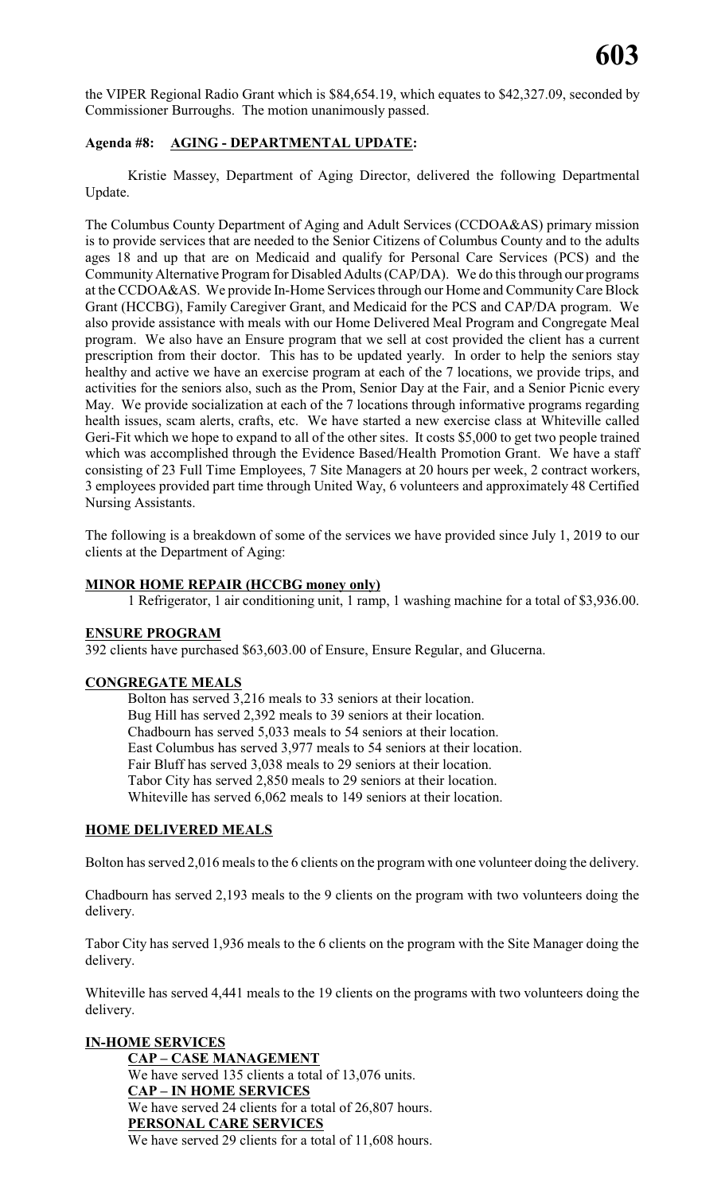the VIPER Regional Radio Grant which is $84,654.19, which equates to $42,327.09, seconded by Commissioner Burroughs. The motion unanimously passed.

**Agenda #8: AGING - DEPARTMENTAL UPDATE:**

Kristie Massey, Department of Aging Director, delivered the following Departmental Update.

The Columbus County Department of Aging and Adult Services (CCDOA&AS) primary mission is to provide services that are needed to the Senior Citizens of Columbus County and to the adults ages 18 and up that are on Medicaid and qualify for Personal Care Services (PCS) and the Community Alternative Program for Disabled Adults (CAP/DA). We do this through our programs at the CCDOA&AS. We provide In-Home Services through our Home and Community Care Block Grant (HCCBG), Family Caregiver Grant, and Medicaid for the PCS and CAP/DA program. We also provide assistance with meals with our Home Delivered Meal Program and Congregate Meal program. We also have an Ensure program that we sell at cost provided the client has a current prescription from their doctor. This has to be updated yearly. In order to help the seniors stay healthy and active we have an exercise program at each of the 7 locations, we provide trips, and activities for the seniors also, such as the Prom, Senior Day at the Fair, and a Senior Picnic every May. We provide socialization at each of the 7 locations through informative programs regarding health issues, scam alerts, crafts, etc. We have started a new exercise class at Whiteville called Geri-Fit which we hope to expand to all of the other sites. It costs $5,000 to get two people trained which was accomplished through the Evidence Based/Health Promotion Grant. We have a staff consisting of 23 Full Time Employees, 7 Site Managers at 20 hours per week, 2 contract workers, 3 employees provided part time through United Way, 6 volunteers and approximately 48 Certified Nursing Assistants.

The following is a breakdown of some of the services we have provided since July 1, 2019 to our clients at the Department of Aging:

**MINOR HOME REPAIR (HCCBG money only)**

1 Refrigerator, 1 air conditioning unit, 1 ramp, 1 washing machine for a total of $3,936.00.

**ENSURE PROGRAM**

392 clients have purchased $63,603.00 of Ensure, Ensure Regular, and Glucerna.

**CONGREGATE MEALS**

Bolton has served 3,216 meals to 33 seniors at their location.
Bug Hill has served 2,392 meals to 39 seniors at their location.
Chadbourn has served 5,033 meals to 54 seniors at their location.
East Columbus has served 3,977 meals to 54 seniors at their location.
Fair Bluff has served 3,038 meals to 29 seniors at their location.
Tabor City has served 2,850 meals to 29 seniors at their location.
Whiteville has served 6,062 meals to 149 seniors at their location.

**HOME DELIVERED MEALS**

Bolton has served 2,016 meals to the 6 clients on the program with one volunteer doing the delivery.

Chadbourn has served 2,193 meals to the 9 clients on the program with two volunteers doing the delivery.

Tabor City has served 1,936 meals to the 6 clients on the program with the Site Manager doing the delivery.

Whiteville has served 4,441 meals to the 19 clients on the programs with two volunteers doing the delivery.

**IN-HOME SERVICES**

**CAP – CASE MANAGEMENT**
We have served 135 clients a total of 13,076 units.

**CAP – IN HOME SERVICES**
We have served 24 clients for a total of 26,807 hours.

**PERSONAL CARE SERVICES**
We have served 29 clients for a total of 11,608 hours.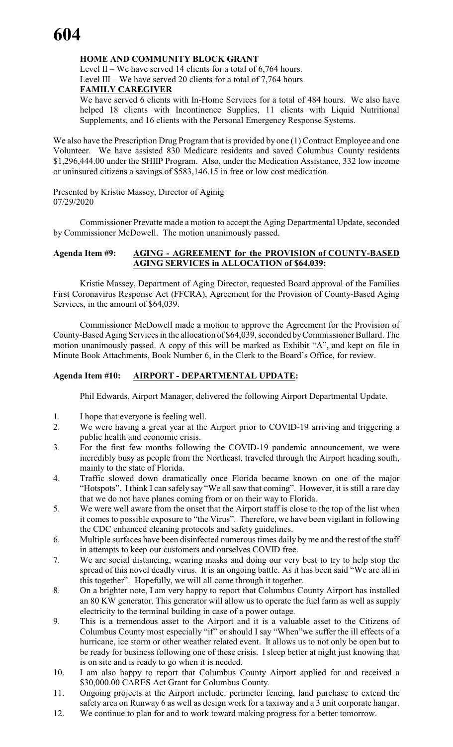**HOME AND COMMUNITY BLOCK GRANT**

Level II – We have served 14 clients for a total of 6,764 hours.
Level III – We have served 20 clients for a total of 7,764 hours.

**FAMILY CAREGIVER**

We have served 6 clients with In-Home Services for a total of 484 hours. We also have helped 18 clients with Incontinence Supplies, 11 clients with Liquid Nutritional Supplements, and 16 clients with the Personal Emergency Response Systems.

We also have the Prescription Drug Program that is provided by one (1) Contract Employee and one Volunteer. We have assisted 830 Medicare residents and saved Columbus County residents $1,296,444.00 under the SHIIP Program. Also, under the Medication Assistance, 332 low income or uninsured citizens a savings of $583,146.15 in free or low cost medication.

Presented by Kristie Massey, Director of Aginig
07/29/2020

Commissioner Prevatte made a motion to accept the Aging Departmental Update, seconded by Commissioner McDowell. The motion unanimously passed.

**Agenda Item #9: AGING - AGREEMENT for the PROVISION of COUNTY-BASED AGING SERVICES in ALLOCATION of $64,039:**

Kristie Massey, Department of Aging Director, requested Board approval of the Families First Coronavirus Response Act (FFCRA), Agreement for the Provision of County-Based Aging Services, in the amount of $64,039.

Commissioner McDowell made a motion to approve the Agreement for the Provision of County-Based Aging Services in the allocation of $64,039, seconded by Commissioner Bullard. The motion unanimously passed. A copy of this will be marked as Exhibit "A", and kept on file in Minute Book Attachments, Book Number 6, in the Clerk to the Board's Office, for review.

**Agenda Item #10: AIRPORT - DEPARTMENTAL UPDATE:**

Phil Edwards, Airport Manager, delivered the following Airport Departmental Update.

1. I hope that everyone is feeling well.
2. We were having a great year at the Airport prior to COVID-19 arriving and triggering a public health and economic crisis.
3. For the first few months following the COVID-19 pandemic announcement, we were incredibly busy as people from the Northeast, traveled through the Airport heading south, mainly to the state of Florida.
4. Traffic slowed down dramatically once Florida became known on one of the major "Hotspots". I think I can safely say "We all saw that coming". However, it is still a rare day that we do not have planes coming from or on their way to Florida.
5. We were well aware from the onset that the Airport staff is close to the top of the list when it comes to possible exposure to "the Virus". Therefore, we have been vigilant in following the CDC enhanced cleaning protocols and safety guidelines.
6. Multiple surfaces have been disinfected numerous times daily by me and the rest of the staff in attempts to keep our customers and ourselves COVID free.
7. We are social distancing, wearing masks and doing our very best to try to help stop the spread of this novel deadly virus. It is an ongoing battle. As it has been said "We are all in this together". Hopefully, we will all come through it together.
8. On a brighter note, I am very happy to report that Columbus County Airport has installed an 80 KW generator. This generator will allow us to operate the fuel farm as well as supply electricity to the terminal building in case of a power outage.
9. This is a tremendous asset to the Airport and it is a valuable asset to the Citizens of Columbus County most especially "if" or should I say "When"we suffer the ill effects of a hurricane, ice storm or other weather related event. It allows us to not only be open but to be ready for business following one of these crisis. I sleep better at night just knowing that is on site and is ready to go when it is needed.
10. I am also happy to report that Columbus County Airport applied for and received a $30,000.00 CARES Act Grant for Columbus County.
11. Ongoing projects at the Airport include: perimeter fencing, land purchase to extend the safety area on Runway 6 as well as design work for a taxiway and a 3 unit corporate hangar.
12. We continue to plan for and to work toward making progress for a better tomorrow.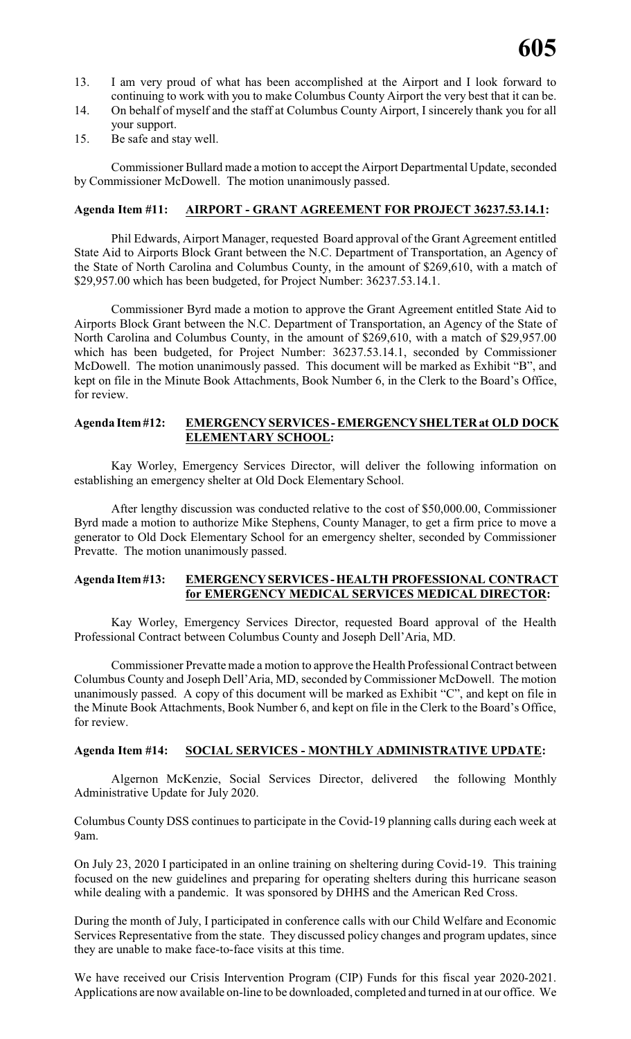13. I am very proud of what has been accomplished at the Airport and I look forward to continuing to work with you to make Columbus County Airport the very best that it can be.
14. On behalf of myself and the staff at Columbus County Airport, I sincerely thank you for all your support.
15. Be safe and stay well.

Commissioner Bullard made a motion to accept the Airport Departmental Update, seconded by Commissioner McDowell. The motion unanimously passed.

**Agenda Item #11: AIRPORT - GRANT AGREEMENT FOR PROJECT 36237.53.14.1:**

Phil Edwards, Airport Manager, requested Board approval of the Grant Agreement entitled State Aid to Airports Block Grant between the N.C. Department of Transportation, an Agency of the State of North Carolina and Columbus County, in the amount of $269,610, with a match of $29,957.00 which has been budgeted, for Project Number: 36237.53.14.1.

Commissioner Byrd made a motion to approve the Grant Agreement entitled State Aid to Airports Block Grant between the N.C. Department of Transportation, an Agency of the State of North Carolina and Columbus County, in the amount of $269,610, with a match of $29,957.00 which has been budgeted, for Project Number: 36237.53.14.1, seconded by Commissioner McDowell. The motion unanimously passed. This document will be marked as Exhibit "B", and kept on file in the Minute Book Attachments, Book Number 6, in the Clerk to the Board's Office, for review.

**Agenda Item #12: EMERGENCY SERVICES - EMERGENCY SHELTER at OLD DOCK ELEMENTARY SCHOOL:**

Kay Worley, Emergency Services Director, will deliver the following information on establishing an emergency shelter at Old Dock Elementary School.

After lengthy discussion was conducted relative to the cost of $50,000.00, Commissioner Byrd made a motion to authorize Mike Stephens, County Manager, to get a firm price to move a generator to Old Dock Elementary School for an emergency shelter, seconded by Commissioner Prevatte. The motion unanimously passed.

**Agenda Item #13: EMERGENCY SERVICES - HEALTH PROFESSIONAL CONTRACT for EMERGENCY MEDICAL SERVICES MEDICAL DIRECTOR:**

Kay Worley, Emergency Services Director, requested Board approval of the Health Professional Contract between Columbus County and Joseph Dell'Aria, MD.

Commissioner Prevatte made a motion to approve the Health Professional Contract between Columbus County and Joseph Dell'Aria, MD, seconded by Commissioner McDowell. The motion unanimously passed. A copy of this document will be marked as Exhibit "C", and kept on file in the Minute Book Attachments, Book Number 6, and kept on file in the Clerk to the Board's Office, for review.

**Agenda Item #14: SOCIAL SERVICES - MONTHLY ADMINISTRATIVE UPDATE:**

Algernon McKenzie, Social Services Director, delivered the following Monthly Administrative Update for July 2020.

Columbus County DSS continues to participate in the Covid-19 planning calls during each week at 9am.

On July 23, 2020 I participated in an online training on sheltering during Covid-19. This training focused on the new guidelines and preparing for operating shelters during this hurricane season while dealing with a pandemic. It was sponsored by DHHS and the American Red Cross.

During the month of July, I participated in conference calls with our Child Welfare and Economic Services Representative from the state. They discussed policy changes and program updates, since they are unable to make face-to-face visits at this time.

We have received our Crisis Intervention Program (CIP) Funds for this fiscal year 2020-2021. Applications are now available on-line to be downloaded, completed and turned in at our office. We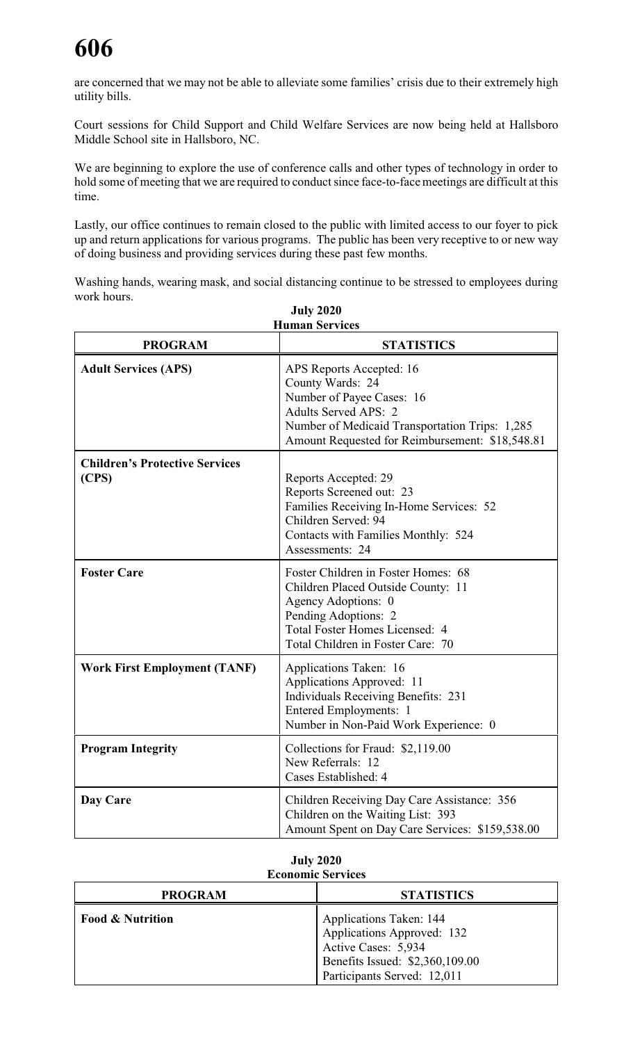are concerned that we may not be able to alleviate some families' crisis due to their extremely high utility bills.

Court sessions for Child Support and Child Welfare Services are now being held at Hallsboro Middle School site in Hallsboro, NC.

We are beginning to explore the use of conference calls and other types of technology in order to hold some of meeting that we are required to conduct since face-to-face meetings are difficult at this time.

Lastly, our office continues to remain closed to the public with limited access to our foyer to pick up and return applications for various programs. The public has been very receptive to or new way of doing business and providing services during these past few months.

Washing hands, wearing mask, and social distancing continue to be stressed to employees during work hours.

**July 2020**
**Human Services**

| PROGRAM | STATISTICS |
|---|---|
| **Adult Services (APS)** | APS Reports Accepted: 16<br>County Wards: 24<br>Number of Payee Cases: 16<br>Adults Served APS: 2<br>Number of Medicaid Transportation Trips: 1,285<br>Amount Requested for Reimbursement: $18,548.81 |
| **Children's Protective Services (CPS)** | Reports Accepted: 29<br>Reports Screened out: 23<br>Families Receiving In-Home Services: 52<br>Children Served: 94<br>Contacts with Families Monthly: 524<br>Assessments: 24 |
| **Foster Care** | Foster Children in Foster Homes: 68<br>Children Placed Outside County: 11<br>Agency Adoptions: 0<br>Pending Adoptions: 2<br>Total Foster Homes Licensed: 4<br>Total Children in Foster Care: 70 |
| **Work First Employment (TANF)** | Applications Taken: 16<br>Applications Approved: 11<br>Individuals Receiving Benefits: 231<br>Entered Employments: 1<br>Number in Non-Paid Work Experience: 0 |
| **Program Integrity** | Collections for Fraud: $2,119.00<br>New Referrals: 12<br>Cases Established: 4 |
| **Day Care** | Children Receiving Day Care Assistance: 356<br>Children on the Waiting List: 393<br>Amount Spent on Day Care Services: $159,538.00 |

**July 2020**
**Economic Services**

| PROGRAM | STATISTICS |
|---|---|
| **Food & Nutrition** | Applications Taken: 144<br>Applications Approved: 132<br>Active Cases: 5,934<br>Benefits Issued: $2,360,109.00<br>Participants Served: 12,011 |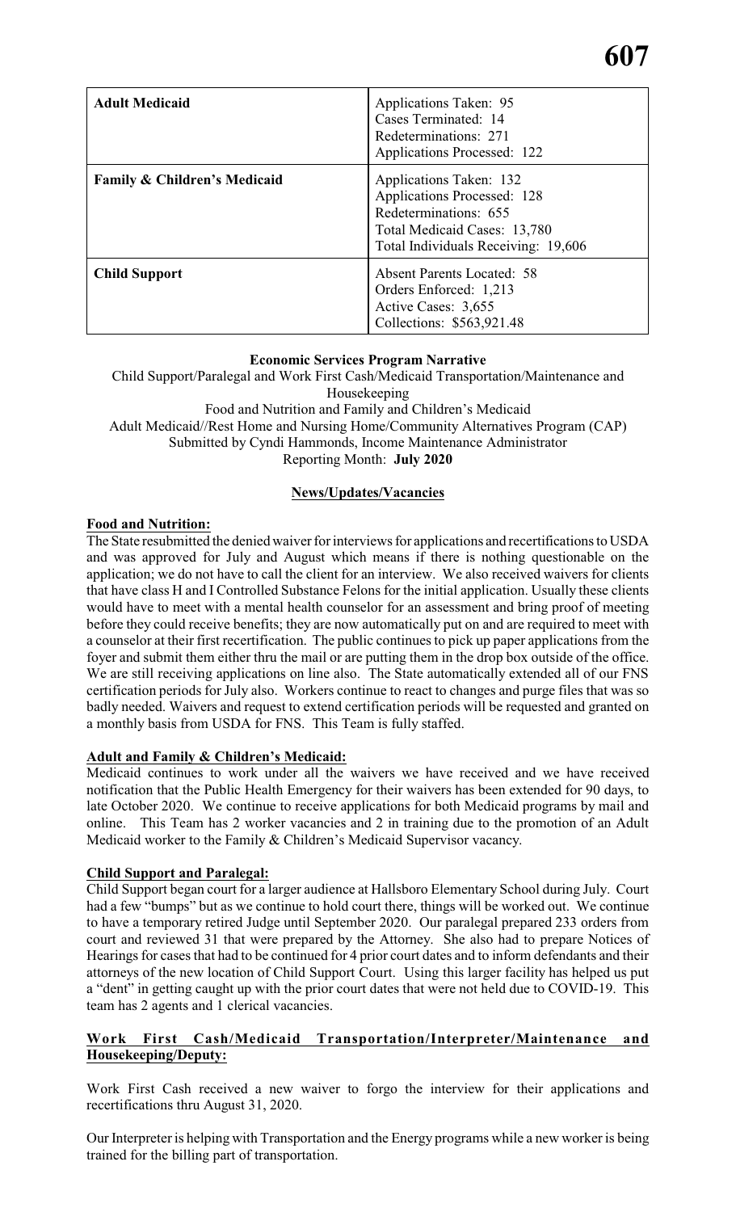| | |
|---|---|
| **Adult Medicaid** | Applications Taken: 95<br>Cases Terminated: 14<br>Redeterminations: 271<br>Applications Processed: 122 |
| **Family & Children's Medicaid** | Applications Taken: 132<br>Applications Processed: 128<br>Redeterminations: 655<br>Total Medicaid Cases: 13,780<br>Total Individuals Receiving: 19,606 |
| **Child Support** | Absent Parents Located: 58<br>Orders Enforced: 1,213<br>Active Cases: 3,655<br>Collections: $563,921.48 |

**Economic Services Program Narrative**

Child Support/Paralegal and Work First Cash/Medicaid Transportation/Maintenance and Housekeeping
Food and Nutrition and Family and Children's Medicaid
Adult Medicaid//Rest Home and Nursing Home/Community Alternatives Program (CAP)
Submitted by Cyndi Hammonds, Income Maintenance Administrator
Reporting Month: **July 2020**

**News/Updates/Vacancies**

**Food and Nutrition:**

The State resubmitted the denied waiver for interviews for applications and recertifications to USDA and was approved for July and August which means if there is nothing questionable on the application; we do not have to call the client for an interview. We also received waivers for clients that have class H and I Controlled Substance Felons for the initial application. Usually these clients would have to meet with a mental health counselor for an assessment and bring proof of meeting before they could receive benefits; they are now automatically put on and are required to meet with a counselor at their first recertification. The public continues to pick up paper applications from the foyer and submit them either thru the mail or are putting them in the drop box outside of the office. We are still receiving applications on line also. The State automatically extended all of our FNS certification periods for July also. Workers continue to react to changes and purge files that was so badly needed. Waivers and request to extend certification periods will be requested and granted on a monthly basis from USDA for FNS. This Team is fully staffed.

**Adult and Family & Children's Medicaid:**

Medicaid continues to work under all the waivers we have received and we have received notification that the Public Health Emergency for their waivers has been extended for 90 days, to late October 2020. We continue to receive applications for both Medicaid programs by mail and online. This Team has 2 worker vacancies and 2 in training due to the promotion of an Adult Medicaid worker to the Family & Children's Medicaid Supervisor vacancy.

**Child Support and Paralegal:**

Child Support began court for a larger audience at Hallsboro Elementary School during July. Court had a few "bumps" but as we continue to hold court there, things will be worked out. We continue to have a temporary retired Judge until September 2020. Our paralegal prepared 233 orders from court and reviewed 31 that were prepared by the Attorney. She also had to prepare Notices of Hearings for cases that had to be continued for 4 prior court dates and to inform defendants and their attorneys of the new location of Child Support Court. Using this larger facility has helped us put a "dent" in getting caught up with the prior court dates that were not held due to COVID-19. This team has 2 agents and 1 clerical vacancies.

**Work First Cash/Medicaid Transportation/Interpreter/Maintenance and Housekeeping/Deputy:**

Work First Cash received a new waiver to forgo the interview for their applications and recertifications thru August 31, 2020.

Our Interpreter is helping with Transportation and the Energy programs while a new worker is being trained for the billing part of transportation.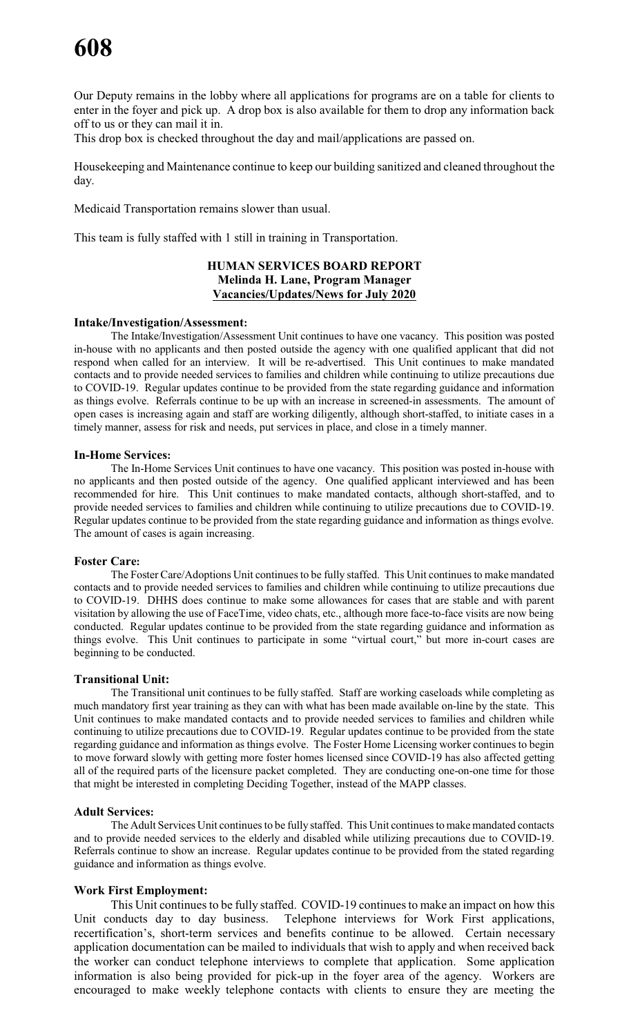Our Deputy remains in the lobby where all applications for programs are on a table for clients to enter in the foyer and pick up. A drop box is also available for them to drop any information back off to us or they can mail it in.

This drop box is checked throughout the day and mail/applications are passed on.

Housekeeping and Maintenance continue to keep our building sanitized and cleaned throughout the day.

Medicaid Transportation remains slower than usual.

This team is fully staffed with 1 still in training in Transportation.

**HUMAN SERVICES BOARD REPORT**
**Melinda H. Lane, Program Manager**
**Vacancies/Updates/News for July 2020**

**Intake/Investigation/Assessment:**

The Intake/Investigation/Assessment Unit continues to have one vacancy. This position was posted in-house with no applicants and then posted outside the agency with one qualified applicant that did not respond when called for an interview. It will be re-advertised. This Unit continues to make mandated contacts and to provide needed services to families and children while continuing to utilize precautions due to COVID-19. Regular updates continue to be provided from the state regarding guidance and information as things evolve. Referrals continue to be up with an increase in screened-in assessments. The amount of open cases is increasing again and staff are working diligently, although short-staffed, to initiate cases in a timely manner, assess for risk and needs, put services in place, and close in a timely manner.

**In-Home Services:**

The In-Home Services Unit continues to have one vacancy. This position was posted in-house with no applicants and then posted outside of the agency. One qualified applicant interviewed and has been recommended for hire. This Unit continues to make mandated contacts, although short-staffed, and to provide needed services to families and children while continuing to utilize precautions due to COVID-19. Regular updates continue to be provided from the state regarding guidance and information as things evolve. The amount of cases is again increasing.

**Foster Care:**

The Foster Care/Adoptions Unit continues to be fully staffed. This Unit continues to make mandated contacts and to provide needed services to families and children while continuing to utilize precautions due to COVID-19. DHHS does continue to make some allowances for cases that are stable and with parent visitation by allowing the use of FaceTime, video chats, etc., although more face-to-face visits are now being conducted. Regular updates continue to be provided from the state regarding guidance and information as things evolve. This Unit continues to participate in some "virtual court," but more in-court cases are beginning to be conducted.

**Transitional Unit:**

The Transitional unit continues to be fully staffed. Staff are working caseloads while completing as much mandatory first year training as they can with what has been made available on-line by the state. This Unit continues to make mandated contacts and to provide needed services to families and children while continuing to utilize precautions due to COVID-19. Regular updates continue to be provided from the state regarding guidance and information as things evolve. The Foster Home Licensing worker continues to begin to move forward slowly with getting more foster homes licensed since COVID-19 has also affected getting all of the required parts of the licensure packet completed. They are conducting one-on-one time for those that might be interested in completing Deciding Together, instead of the MAPP classes.

**Adult Services:**

The Adult Services Unit continues to be fully staffed. This Unit continues to make mandated contacts and to provide needed services to the elderly and disabled while utilizing precautions due to COVID-19. Referrals continue to show an increase. Regular updates continue to be provided from the stated regarding guidance and information as things evolve.

**Work First Employment:**

This Unit continues to be fully staffed. COVID-19 continues to make an impact on how this Unit conducts day to day business. Telephone interviews for Work First applications, recertification's, short-term services and benefits continue to be allowed. Certain necessary application documentation can be mailed to individuals that wish to apply and when received back the worker can conduct telephone interviews to complete that application. Some application information is also being provided for pick-up in the foyer area of the agency. Workers are encouraged to make weekly telephone contacts with clients to ensure they are meeting the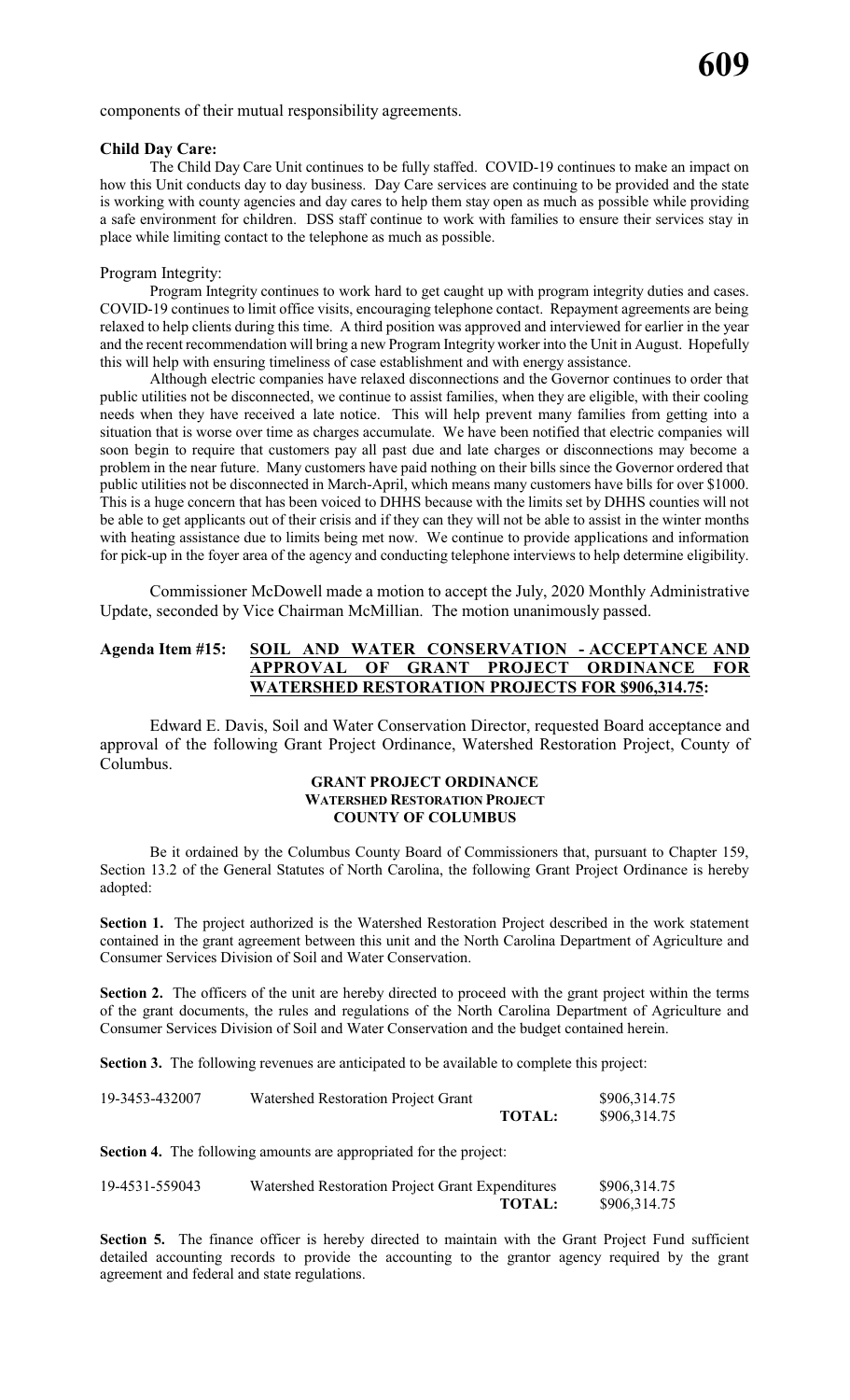components of their mutual responsibility agreements.

**Child Day Care:**

The Child Day Care Unit continues to be fully staffed. COVID-19 continues to make an impact on how this Unit conducts day to day business. Day Care services are continuing to be provided and the state is working with county agencies and day cares to help them stay open as much as possible while providing a safe environment for children. DSS staff continue to work with families to ensure their services stay in place while limiting contact to the telephone as much as possible.

Program Integrity:

Program Integrity continues to work hard to get caught up with program integrity duties and cases. COVID-19 continues to limit office visits, encouraging telephone contact. Repayment agreements are being relaxed to help clients during this time. A third position was approved and interviewed for earlier in the year and the recent recommendation will bring a new Program Integrity worker into the Unit in August. Hopefully this will help with ensuring timeliness of case establishment and with energy assistance.

Although electric companies have relaxed disconnections and the Governor continues to order that public utilities not be disconnected, we continue to assist families, when they are eligible, with their cooling needs when they have received a late notice. This will help prevent many families from getting into a situation that is worse over time as charges accumulate. We have been notified that electric companies will soon begin to require that customers pay all past due and late charges or disconnections may become a problem in the near future. Many customers have paid nothing on their bills since the Governor ordered that public utilities not be disconnected in March-April, which means many customers have bills for over $1000. This is a huge concern that has been voiced to DHHS because with the limits set by DHHS counties will not be able to get applicants out of their crisis and if they can they will not be able to assist in the winter months with heating assistance due to limits being met now. We continue to provide applications and information for pick-up in the foyer area of the agency and conducting telephone interviews to help determine eligibility.

Commissioner McDowell made a motion to accept the July, 2020 Monthly Administrative Update, seconded by Vice Chairman McMillian. The motion unanimously passed.

**Agenda Item #15: SOIL AND WATER CONSERVATION - ACCEPTANCE AND APPROVAL OF GRANT PROJECT ORDINANCE FOR WATERSHED RESTORATION PROJECTS FOR $906,314.75:**

Edward E. Davis, Soil and Water Conservation Director, requested Board acceptance and approval of the following Grant Project Ordinance, Watershed Restoration Project, County of Columbus.

**GRANT PROJECT ORDINANCE**
**WATERSHED RESTORATION PROJECT**
**COUNTY OF COLUMBUS**

Be it ordained by the Columbus County Board of Commissioners that, pursuant to Chapter 159, Section 13.2 of the General Statutes of North Carolina, the following Grant Project Ordinance is hereby adopted:

**Section 1.** The project authorized is the Watershed Restoration Project described in the work statement contained in the grant agreement between this unit and the North Carolina Department of Agriculture and Consumer Services Division of Soil and Water Conservation.

**Section 2.** The officers of the unit are hereby directed to proceed with the grant project within the terms of the grant documents, the rules and regulations of the North Carolina Department of Agriculture and Consumer Services Division of Soil and Water Conservation and the budget contained herein.

**Section 3.** The following revenues are anticipated to be available to complete this project:

| | | |
|---|---|---|
| 19-3453-432007 | Watershed Restoration Project Grant | $906,314.75 |
| | **TOTAL:** | $906,314.75 |

**Section 4.** The following amounts are appropriated for the project:

| | | |
|---|---|---|
| 19-4531-559043 | Watershed Restoration Project Grant Expenditures | $906,314.75 |
| | **TOTAL:** | $906,314.75 |

**Section 5.** The finance officer is hereby directed to maintain with the Grant Project Fund sufficient detailed accounting records to provide the accounting to the grantor agency required by the grant agreement and federal and state regulations.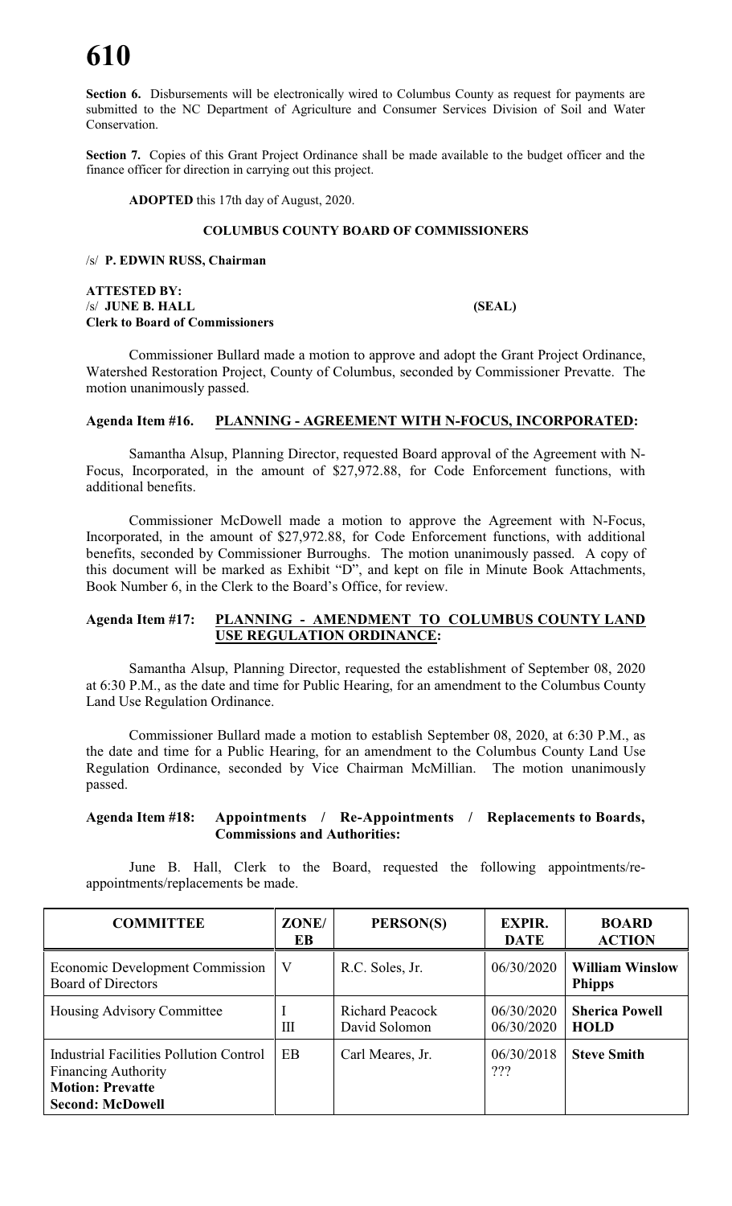**Section 6.** Disbursements will be electronically wired to Columbus County as request for payments are submitted to the NC Department of Agriculture and Consumer Services Division of Soil and Water Conservation.

**Section 7.** Copies of this Grant Project Ordinance shall be made available to the budget officer and the finance officer for direction in carrying out this project.

**ADOPTED** this 17th day of August, 2020.

**COLUMBUS COUNTY BOARD OF COMMISSIONERS**

/s/ **P. EDWIN RUSS, Chairman**

**ATTESTED BY:**
/s/ **JUNE B. HALL** **(SEAL)**
**Clerk to Board of Commissioners**

Commissioner Bullard made a motion to approve and adopt the Grant Project Ordinance, Watershed Restoration Project, County of Columbus, seconded by Commissioner Prevatte. The motion unanimously passed.

## Agenda Item #16. PLANNING - AGREEMENT WITH N-FOCUS, INCORPORATED:

Samantha Alsup, Planning Director, requested Board approval of the Agreement with N-Focus, Incorporated, in the amount of $27,972.88, for Code Enforcement functions, with additional benefits.

Commissioner McDowell made a motion to approve the Agreement with N-Focus, Incorporated, in the amount of $27,972.88, for Code Enforcement functions, with additional benefits, seconded by Commissioner Burroughs. The motion unanimously passed. A copy of this document will be marked as Exhibit "D", and kept on file in Minute Book Attachments, Book Number 6, in the Clerk to the Board's Office, for review.

## Agenda Item #17: PLANNING - AMENDMENT TO COLUMBUS COUNTY LAND USE REGULATION ORDINANCE:

Samantha Alsup, Planning Director, requested the establishment of September 08, 2020 at 6:30 P.M., as the date and time for Public Hearing, for an amendment to the Columbus County Land Use Regulation Ordinance.

Commissioner Bullard made a motion to establish September 08, 2020, at 6:30 P.M., as the date and time for a Public Hearing, for an amendment to the Columbus County Land Use Regulation Ordinance, seconded by Vice Chairman McMillian. The motion unanimously passed.

## Agenda Item #18: Appointments / Re-Appointments / Replacements to Boards, Commissions and Authorities:

June B. Hall, Clerk to the Board, requested the following appointments/re-appointments/replacements be made.

| COMMITTEE | ZONE/ EB | PERSON(S) | EXPIR. DATE | BOARD ACTION |
|---|---|---|---|---|
| Economic Development Commission Board of Directors | V | R.C. Soles, Jr. | 06/30/2020 | **William Winslow Phipps** |
| Housing Advisory Committee | I<br>III | Richard Peacock<br>David Solomon | 06/30/2020<br>06/30/2020 | **Sherica Powell**<br>**HOLD** |
| Industrial Facilities Pollution Control Financing Authority<br>**Motion: Prevatte**<br>**Second: McDowell** | EB | Carl Meares, Jr. | 06/30/2018<br>??? | **Steve Smith** |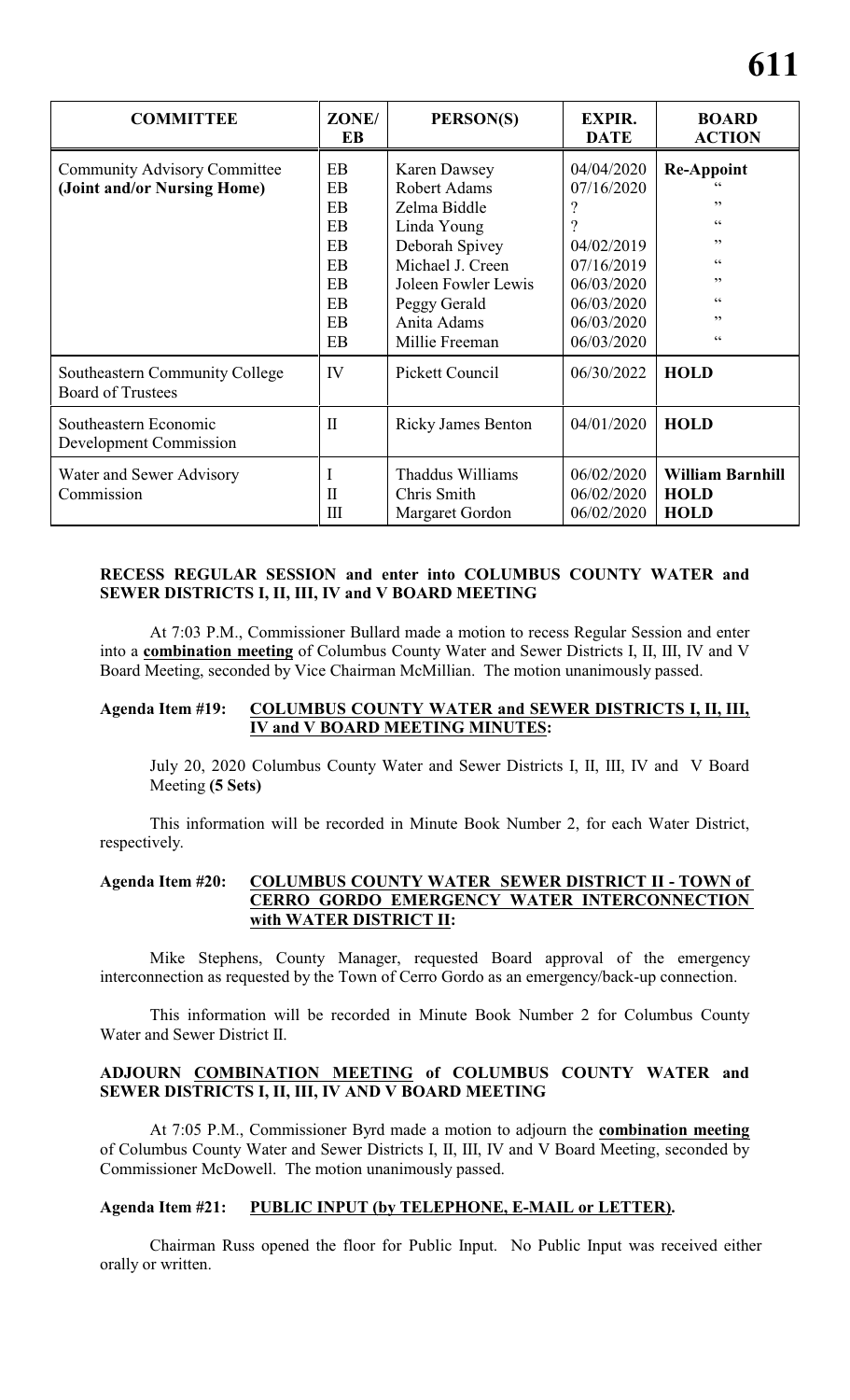| COMMITTEE | ZONE/ EB | PERSON(S) | EXPIR. DATE | BOARD ACTION |
|---|---|---|---|---|
| **Community Advisory Committee (Joint and/or Nursing Home)** | EB | Karen Dawsey | 04/04/2020 | **Re-Appoint** |
| | EB | Robert Adams | 07/16/2020 | " |
| | EB | Zelma Biddle | ? | " |
| | EB | Linda Young | ? | " |
| | EB | Deborah Spivey | 04/02/2019 | " |
| | EB | Michael J. Creen | 07/16/2019 | " |
| | EB | Joleen Fowler Lewis | 06/03/2020 | " |
| | EB | Peggy Gerald | 06/03/2020 | " |
| | EB | Anita Adams | 06/03/2020 | " |
| | EB | Millie Freeman | 06/03/2020 | " |
| Southeastern Community College Board of Trustees | IV | Pickett Council | 06/30/2022 | **HOLD** |
| Southeastern Economic Development Commission | II | Ricky James Benton | 04/01/2020 | **HOLD** |
| Water and Sewer Advisory Commission | I | Thaddus Williams | 06/02/2020 | **William Barnhill** |
| | II | Chris Smith | 06/02/2020 | **HOLD** |
| | III | Margaret Gordon | 06/02/2020 | **HOLD** |

**RECESS REGULAR SESSION and enter into COLUMBUS COUNTY WATER and SEWER DISTRICTS I, II, III, IV and V BOARD MEETING**

At 7:03 P.M., Commissioner Bullard made a motion to recess Regular Session and enter into a **combination meeting** of Columbus County Water and Sewer Districts I, II, III, IV and V Board Meeting, seconded by Vice Chairman McMillian. The motion unanimously passed.

**Agenda Item #19: COLUMBUS COUNTY WATER and SEWER DISTRICTS I, II, III, IV and V BOARD MEETING MINUTES:**

July 20, 2020 Columbus County Water and Sewer Districts I, II, III, IV and V Board Meeting **(5 Sets)**

This information will be recorded in Minute Book Number 2, for each Water District, respectively.

**Agenda Item #20: COLUMBUS COUNTY WATER SEWER DISTRICT II - TOWN of CERRO GORDO EMERGENCY WATER INTERCONNECTION with WATER DISTRICT II:**

Mike Stephens, County Manager, requested Board approval of the emergency interconnection as requested by the Town of Cerro Gordo as an emergency/back-up connection.

This information will be recorded in Minute Book Number 2 for Columbus County Water and Sewer District II.

**ADJOURN COMBINATION MEETING of COLUMBUS COUNTY WATER and SEWER DISTRICTS I, II, III, IV AND V BOARD MEETING**

At 7:05 P.M., Commissioner Byrd made a motion to adjourn the **combination meeting** of Columbus County Water and Sewer Districts I, II, III, IV and V Board Meeting, seconded by Commissioner McDowell. The motion unanimously passed.

**Agenda Item #21: PUBLIC INPUT (by TELEPHONE, E-MAIL or LETTER).**

Chairman Russ opened the floor for Public Input. No Public Input was received either orally or written.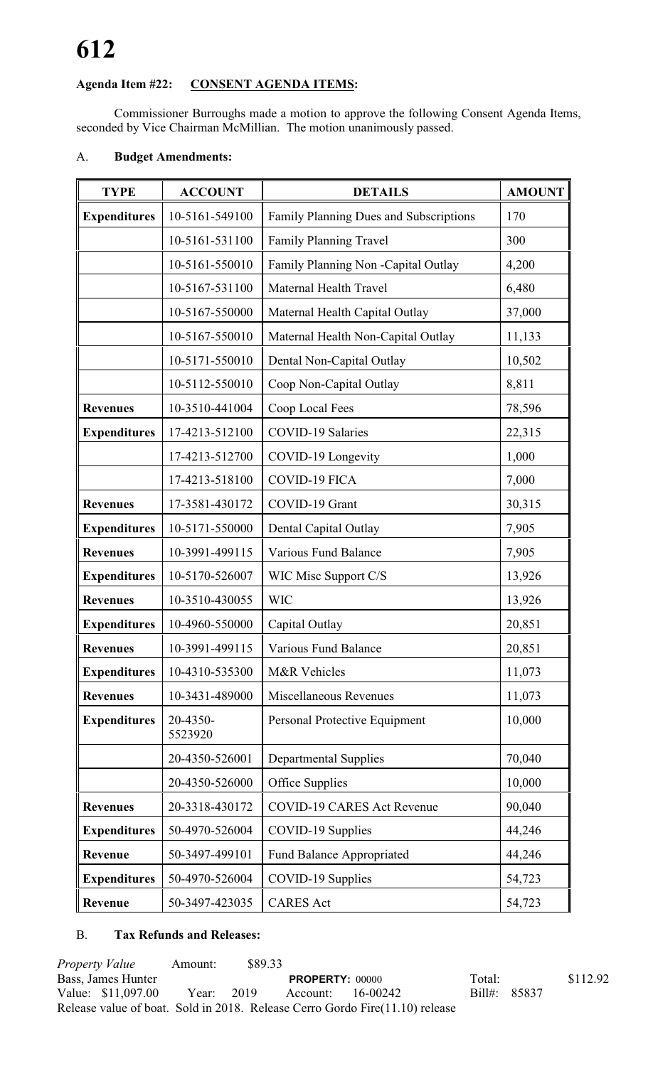**Agenda Item #22: CONSENT AGENDA ITEMS:**

Commissioner Burroughs made a motion to approve the following Consent Agenda Items, seconded by Vice Chairman McMillian. The motion unanimously passed.

A. **Budget Amendments:**

| TYPE | ACCOUNT | DETAILS | AMOUNT |
|---|---|---|---|
| **Expenditures** | 10-5161-549100 | Family Planning Dues and Subscriptions | 170 |
| | 10-5161-531100 | Family Planning Travel | 300 |
| | 10-5161-550010 | Family Planning Non -Capital Outlay | 4,200 |
| | 10-5167-531100 | Maternal Health Travel | 6,480 |
| | 10-5167-550000 | Maternal Health Capital Outlay | 37,000 |
| | 10-5167-550010 | Maternal Health Non-Capital Outlay | 11,133 |
| | 10-5171-550010 | Dental Non-Capital Outlay | 10,502 |
| | 10-5112-550010 | Coop Non-Capital Outlay | 8,811 |
| **Revenues** | 10-3510-441004 | Coop Local Fees | 78,596 |
| **Expenditures** | 17-4213-512100 | COVID-19 Salaries | 22,315 |
| | 17-4213-512700 | COVID-19 Longevity | 1,000 |
| | 17-4213-518100 | COVID-19 FICA | 7,000 |
| **Revenues** | 17-3581-430172 | COVID-19 Grant | 30,315 |
| **Expenditures** | 10-5171-550000 | Dental Capital Outlay | 7,905 |
| **Revenues** | 10-3991-499115 | Various Fund Balance | 7,905 |
| **Expenditures** | 10-5170-526007 | WIC Misc Support C/S | 13,926 |
| **Revenues** | 10-3510-430055 | WIC | 13,926 |
| **Expenditures** | 10-4960-550000 | Capital Outlay | 20,851 |
| **Revenues** | 10-3991-499115 | Various Fund Balance | 20,851 |
| **Expenditures** | 10-4310-535300 | M&R Vehicles | 11,073 |
| **Revenues** | 10-3431-489000 | Miscellaneous Revenues | 11,073 |
| **Expenditures** | 20-4350-5523920 | Personal Protective Equipment | 10,000 |
| | 20-4350-526001 | Departmental Supplies | 70,040 |
| | 20-4350-526000 | Office Supplies | 10,000 |
| **Revenues** | 20-3318-430172 | COVID-19 CARES Act Revenue | 90,040 |
| **Expenditures** | 50-4970-526004 | COVID-19 Supplies | 44,246 |
| **Revenue** | 50-3497-499101 | Fund Balance Appropriated | 44,246 |
| **Expenditures** | 50-4970-526004 | COVID-19 Supplies | 54,723 |
| **Revenue** | 50-3497-423035 | CARES Act | 54,723 |

B. **Tax Refunds and Releases:**

*Property Value* Amount: $89.33
Bass, James Hunter **PROPERTY:** 00000 Total: $112.92
Value: $11,097.00 Year: 2019 Account: 16-00242 Bill#: 85837
Release value of boat. Sold in 2018. Release Cerro Gordo Fire(11.10) release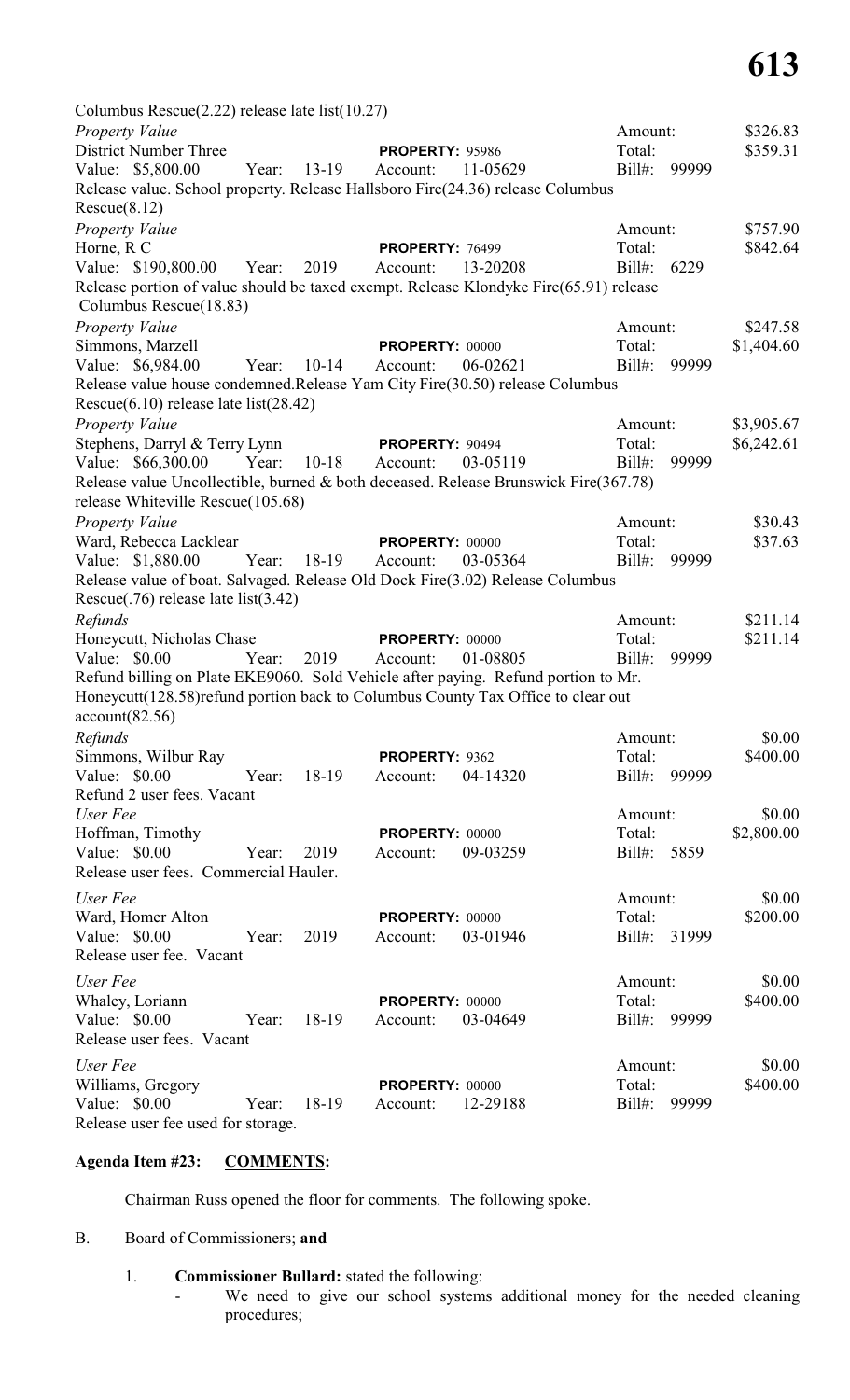Columbus Rescue(2.22) release late list(10.27)

*Property Value* Amount: $326.83
District Number Three **PROPERTY:** 95986 Total: $359.31
Value: $5,800.00 Year: 13-19 Account: 11-05629 Bill#: 99999
Release value. School property. Release Hallsboro Fire(24.36) release Columbus Rescue(8.12)

*Property Value* Amount: $757.90
Horne, R C **PROPERTY:** 76499 Total: $842.64
Value: $190,800.00 Year: 2019 Account: 13-20208 Bill#: 6229
Release portion of value should be taxed exempt. Release Klondyke Fire(65.91) release Columbus Rescue(18.83)

*Property Value* Amount: $247.58
Simmons, Marzell **PROPERTY:** 00000 Total: $1,404.60
Value: $6,984.00 Year: 10-14 Account: 06-02621 Bill#: 99999
Release value house condemned.Release Yam City Fire(30.50) release Columbus Rescue(6.10) release late list(28.42)

*Property Value* Amount: $3,905.67
Stephens, Darryl & Terry Lynn **PROPERTY:** 90494 Total: $6,242.61
Value: $66,300.00 Year: 10-18 Account: 03-05119 Bill#: 99999
Release value Uncollectible, burned & both deceased. Release Brunswick Fire(367.78) release Whiteville Rescue(105.68)

*Property Value* Amount: $30.43
Ward, Rebecca Lacklear **PROPERTY:** 00000 Total: $37.63
Value: $1,880.00 Year: 18-19 Account: 03-05364 Bill#: 99999
Release value of boat. Salvaged. Release Old Dock Fire(3.02) Release Columbus Rescue(.76) release late list(3.42)

*Refunds* Amount: $211.14
Honeycutt, Nicholas Chase **PROPERTY:** 00000 Total: $211.14
Value: $0.00 Year: 2019 Account: 01-08805 Bill#: 99999
Refund billing on Plate EKE9060. Sold Vehicle after paying. Refund portion to Mr. Honeycutt(128.58)refund portion back to Columbus County Tax Office to clear out account(82.56)

*Refunds* Amount: $0.00
Simmons, Wilbur Ray **PROPERTY:** 9362 Total: $400.00
Value: $0.00 Year: 18-19 Account: 04-14320 Bill#: 99999
Refund 2 user fees. Vacant

*User Fee* Amount: $0.00
Hoffman, Timothy **PROPERTY:** 00000 Total: $2,800.00
Value: $0.00 Year: 2019 Account: 09-03259 Bill#: 5859
Release user fees. Commercial Hauler.

*User Fee* Amount: $0.00
Ward, Homer Alton **PROPERTY:** 00000 Total: $200.00
Value: $0.00 Year: 2019 Account: 03-01946 Bill#: 31999
Release user fee. Vacant

*User Fee* Amount: $0.00
Whaley, Loriann **PROPERTY:** 00000 Total: $400.00
Value: $0.00 Year: 18-19 Account: 03-04649 Bill#: 99999
Release user fees. Vacant

*User Fee* Amount: $0.00
Williams, Gregory **PROPERTY:** 00000 Total: $400.00
Value: $0.00 Year: 18-19 Account: 12-29188 Bill#: 99999
Release user fee used for storage.

**Agenda Item #23: COMMENTS:**

Chairman Russ opened the floor for comments. The following spoke.

B. Board of Commissioners; **and**

1. **Commissioner Bullard:** stated the following:
   - We need to give our school systems additional money for the needed cleaning procedures;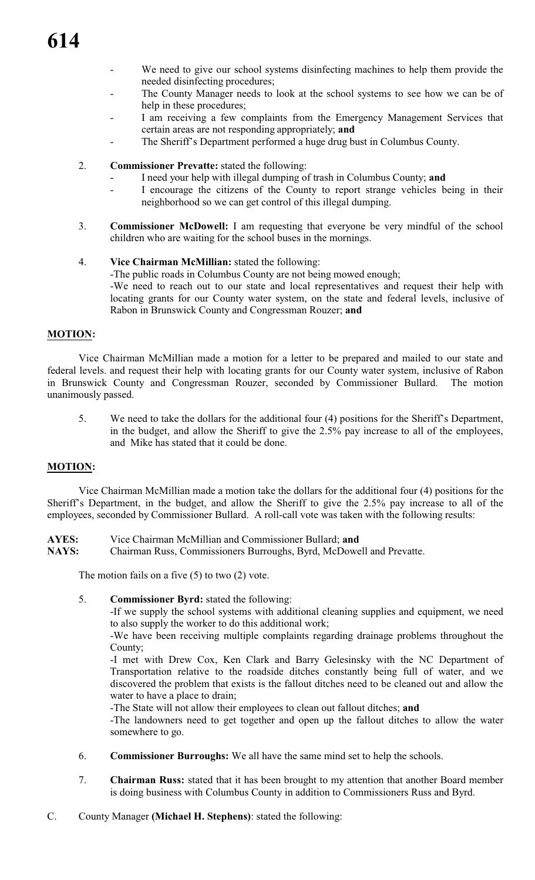- We need to give our school systems disinfecting machines to help them provide the needed disinfecting procedures;
- The County Manager needs to look at the school systems to see how we can be of help in these procedures;
- I am receiving a few complaints from the Emergency Management Services that certain areas are not responding appropriately; **and**
- The Sheriff's Department performed a huge drug bust in Columbus County.

2. **Commissioner Prevatte:** stated the following:
   - I need your help with illegal dumping of trash in Columbus County; **and**
   - I encourage the citizens of the County to report strange vehicles being in their neighborhood so we can get control of this illegal dumping.

3. **Commissioner McDowell:** I am requesting that everyone be very mindful of the school children who are waiting for the school buses in the mornings.

4. **Vice Chairman McMillian:** stated the following:
   -The public roads in Columbus County are not being mowed enough;
   -We need to reach out to our state and local representatives and request their help with locating grants for our County water system, on the state and federal levels, inclusive of Rabon in Brunswick County and Congressman Rouzer; **and**

**MOTION:**

Vice Chairman McMillian made a motion for a letter to be prepared and mailed to our state and federal levels. and request their help with locating grants for our County water system, inclusive of Rabon in Brunswick County and Congressman Rouzer, seconded by Commissioner Bullard. The motion unanimously passed.

5. We need to take the dollars for the additional four (4) positions for the Sheriff's Department, in the budget, and allow the Sheriff to give the 2.5% pay increase to all of the employees, and Mike has stated that it could be done.

**MOTION:**

Vice Chairman McMillian made a motion take the dollars for the additional four (4) positions for the Sheriff's Department, in the budget, and allow the Sheriff to give the 2.5% pay increase to all of the employees, seconded by Commissioner Bullard. A roll-call vote was taken with the following results:

**AYES:** Vice Chairman McMillian and Commissioner Bullard; **and**
**NAYS:** Chairman Russ, Commissioners Burroughs, Byrd, McDowell and Prevatte.

The motion fails on a five (5) to two (2) vote.

5. **Commissioner Byrd:** stated the following:
   -If we supply the school systems with additional cleaning supplies and equipment, we need to also supply the worker to do this additional work;
   -We have been receiving multiple complaints regarding drainage problems throughout the County;
   -I met with Drew Cox, Ken Clark and Barry Gelesinsky with the NC Department of Transportation relative to the roadside ditches constantly being full of water, and we discovered the problem that exists is the fallout ditches need to be cleaned out and allow the water to have a place to drain;
   -The State will not allow their employees to clean out fallout ditches; **and**
   -The landowners need to get together and open up the fallout ditches to allow the water somewhere to go.

6. **Commissioner Burroughs:** We all have the same mind set to help the schools.

7. **Chairman Russ:** stated that it has been brought to my attention that another Board member is doing business with Columbus County in addition to Commissioners Russ and Byrd.

C. County Manager **(Michael H. Stephens)**: stated the following: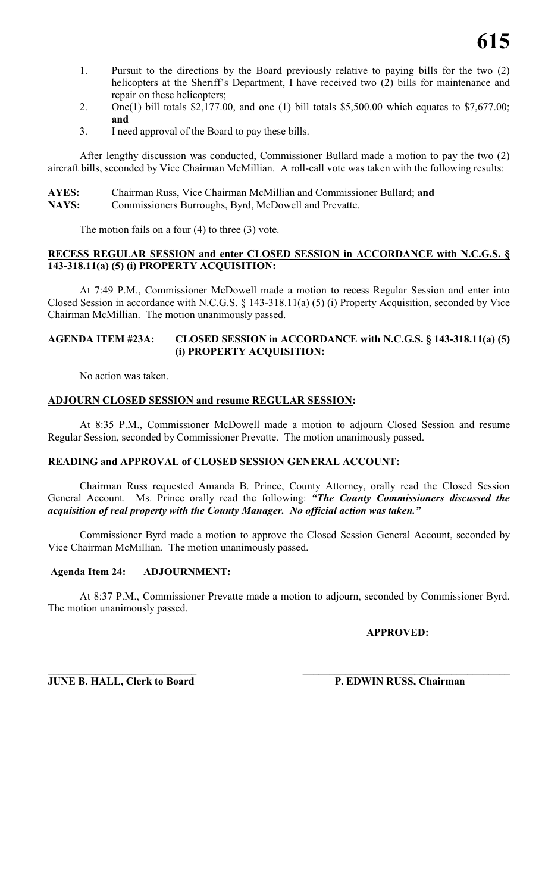1. Pursuit to the directions by the Board previously relative to paying bills for the two (2) helicopters at the Sheriff's Department, I have received two (2) bills for maintenance and repair on these helicopters;
2. One(1) bill totals $2,177.00, and one (1) bill totals $5,500.00 which equates to $7,677.00; **and**
3. I need approval of the Board to pay these bills.

After lengthy discussion was conducted, Commissioner Bullard made a motion to pay the two (2) aircraft bills, seconded by Vice Chairman McMillian. A roll-call vote was taken with the following results:

**AYES:** Chairman Russ, Vice Chairman McMillian and Commissioner Bullard; **and**
**NAYS:** Commissioners Burroughs, Byrd, McDowell and Prevatte.

The motion fails on a four (4) to three (3) vote.

**RECESS REGULAR SESSION and enter CLOSED SESSION in ACCORDANCE with N.C.G.S. § 143-318.11(a) (5) (i) PROPERTY ACQUISITION:**

At 7:49 P.M., Commissioner McDowell made a motion to recess Regular Session and enter into Closed Session in accordance with N.C.G.S. § 143-318.11(a) (5) (i) Property Acquisition, seconded by Vice Chairman McMillian. The motion unanimously passed.

**AGENDA ITEM #23A: CLOSED SESSION in ACCORDANCE with N.C.G.S. § 143-318.11(a) (5) (i) PROPERTY ACQUISITION:**

No action was taken.

**ADJOURN CLOSED SESSION and resume REGULAR SESSION:**

At 8:35 P.M., Commissioner McDowell made a motion to adjourn Closed Session and resume Regular Session, seconded by Commissioner Prevatte. The motion unanimously passed.

**READING and APPROVAL of CLOSED SESSION GENERAL ACCOUNT:**

Chairman Russ requested Amanda B. Prince, County Attorney, orally read the Closed Session General Account. Ms. Prince orally read the following: ***"The County Commissioners discussed the acquisition of real property with the County Manager. No official action was taken."***

Commissioner Byrd made a motion to approve the Closed Session General Account, seconded by Vice Chairman McMillian. The motion unanimously passed.

**Agenda Item 24: ADJOURNMENT:**

At 8:37 P.M., Commissioner Prevatte made a motion to adjourn, seconded by Commissioner Byrd. The motion unanimously passed.

**APPROVED:**

**JUNE B. HALL, Clerk to Board** **P. EDWIN RUSS, Chairman**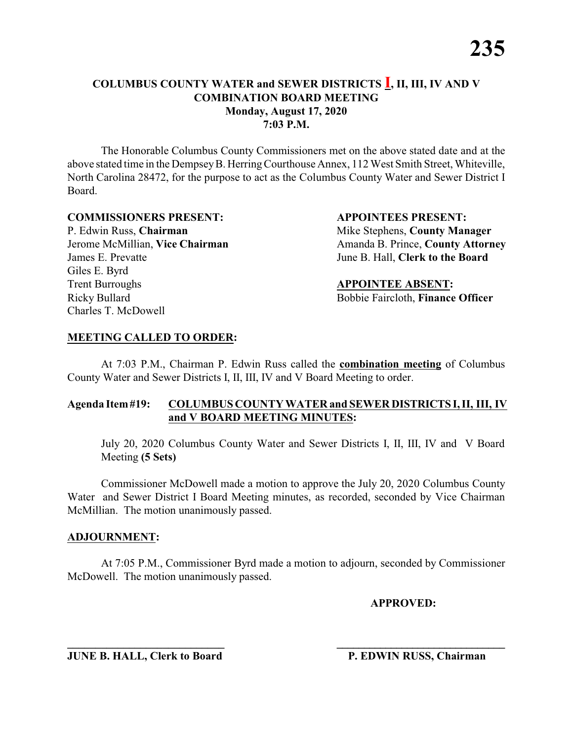# COLUMBUS COUNTY WATER and SEWER DISTRICTS I, II, III, IV AND V COMBINATION BOARD MEETING
## Monday, August 17, 2020
## 7:03 P.M.

The Honorable Columbus County Commissioners met on the above stated date and at the above stated time in the Dempsey B. Herring Courthouse Annex, 112 West Smith Street, Whiteville, North Carolina 28472, for the purpose to act as the Columbus County Water and Sewer District I Board.

**COMMISSIONERS PRESENT:**
P. Edwin Russ, **Chairman**
Jerome McMillian, **Vice Chairman**
James E. Prevatte
Giles E. Byrd
Trent Burroughs
Ricky Bullard
Charles T. McDowell

**APPOINTEES PRESENT:**
Mike Stephens, **County Manager**
Amanda B. Prince, **County Attorney**
June B. Hall, **Clerk to the Board**

**APPOINTEE ABSENT:**
Bobbie Faircloth, **Finance Officer**

**MEETING CALLED TO ORDER:**

At 7:03 P.M., Chairman P. Edwin Russ called the **combination meeting** of Columbus County Water and Sewer Districts I, II, III, IV and V Board Meeting to order.

**Agenda Item #19: COLUMBUS COUNTY WATER and SEWER DISTRICTS I, II, III, IV and V BOARD MEETING MINUTES:**

July 20, 2020 Columbus County Water and Sewer Districts I, II, III, IV and V Board Meeting **(5 Sets)**

Commissioner McDowell made a motion to approve the July 20, 2020 Columbus County Water and Sewer District I Board Meeting minutes, as recorded, seconded by Vice Chairman McMillian. The motion unanimously passed.

**ADJOURNMENT:**

At 7:05 P.M., Commissioner Byrd made a motion to adjourn, seconded by Commissioner McDowell. The motion unanimously passed.

**APPROVED:**

______________________________
**JUNE B. HALL, Clerk to Board**

______________________________
**P. EDWIN RUSS, Chairman**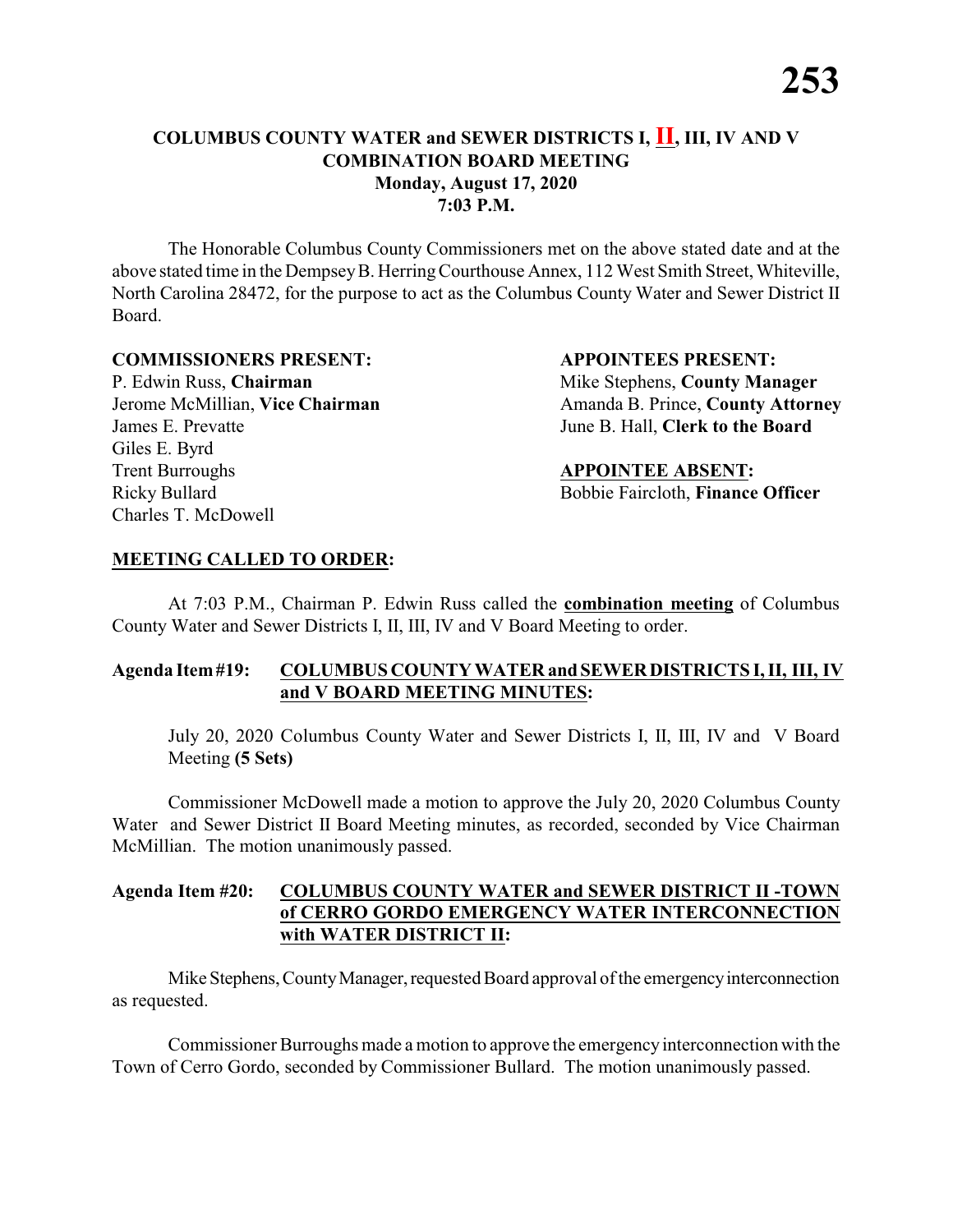# COLUMBUS COUNTY WATER and SEWER DISTRICTS I, **II**, III, IV AND V COMBINATION BOARD MEETING
**Monday, August 17, 2020**
**7:03 P.M.**

The Honorable Columbus County Commissioners met on the above stated date and at the above stated time in the Dempsey B. Herring Courthouse Annex, 112 West Smith Street, Whiteville, North Carolina 28472, for the purpose to act as the Columbus County Water and Sewer District II Board.

**COMMISSIONERS PRESENT:**
P. Edwin Russ, **Chairman**
Jerome McMillian, **Vice Chairman**
James E. Prevatte
Giles E. Byrd
Trent Burroughs
Ricky Bullard
Charles T. McDowell

**APPOINTEES PRESENT:**
Mike Stephens, **County Manager**
Amanda B. Prince, **County Attorney**
June B. Hall, **Clerk to the Board**

**APPOINTEE ABSENT:**
Bobbie Faircloth, **Finance Officer**

**MEETING CALLED TO ORDER:**

At 7:03 P.M., Chairman P. Edwin Russ called the **combination meeting** of Columbus County Water and Sewer Districts I, II, III, IV and V Board Meeting to order.

**Agenda Item #19: COLUMBUS COUNTY WATER and SEWER DISTRICTS I, II, III, IV and V BOARD MEETING MINUTES:**

July 20, 2020 Columbus County Water and Sewer Districts I, II, III, IV and V Board Meeting **(5 Sets)**

Commissioner McDowell made a motion to approve the July 20, 2020 Columbus County Water and Sewer District II Board Meeting minutes, as recorded, seconded by Vice Chairman McMillian. The motion unanimously passed.

**Agenda Item #20: COLUMBUS COUNTY WATER and SEWER DISTRICT II -TOWN of CERRO GORDO EMERGENCY WATER INTERCONNECTION with WATER DISTRICT II:**

Mike Stephens, County Manager, requested Board approval of the emergency interconnection as requested.

Commissioner Burroughs made a motion to approve the emergency interconnection with the Town of Cerro Gordo, seconded by Commissioner Bullard. The motion unanimously passed.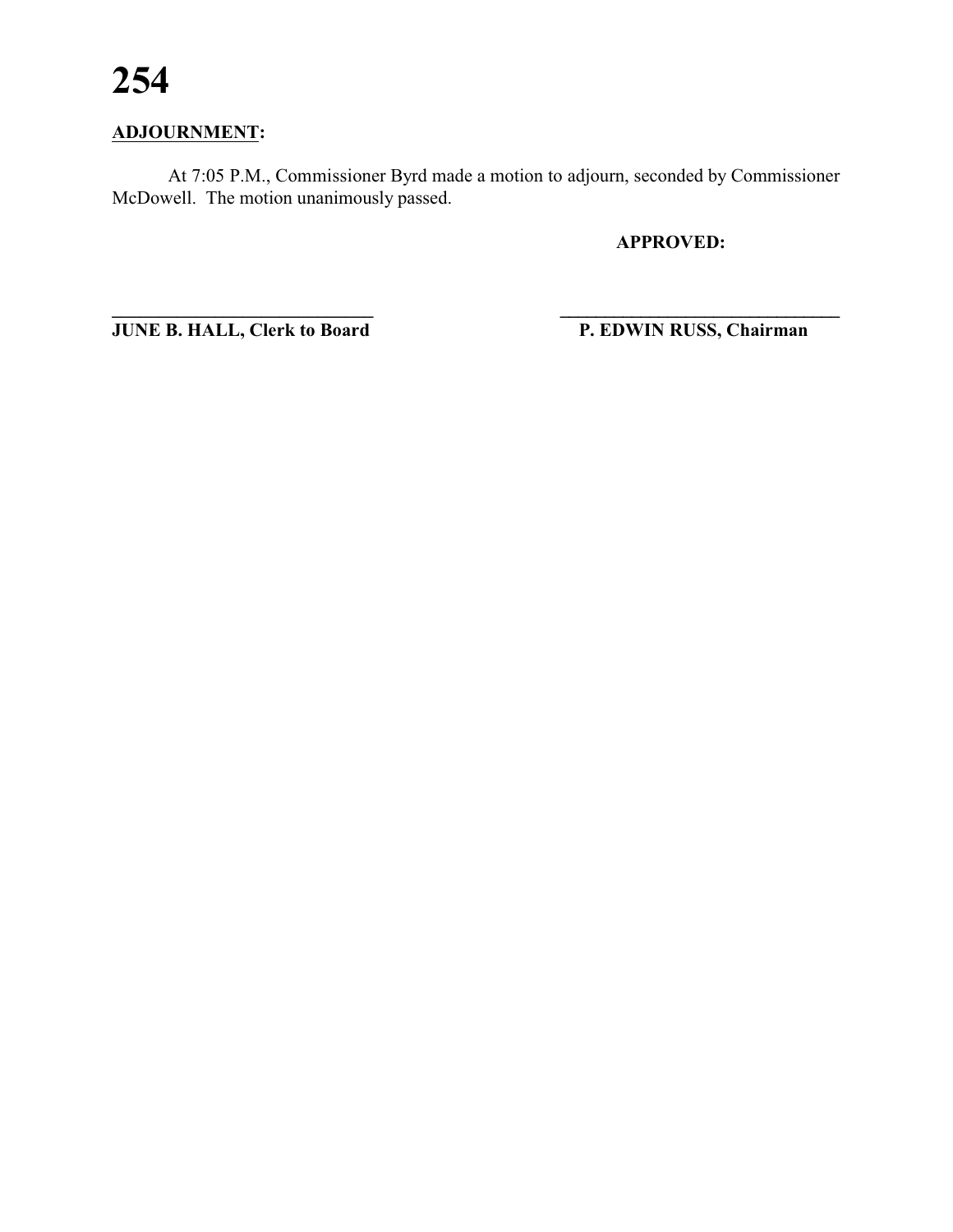## ADJOURNMENT:

At 7:05 P.M., Commissioner Byrd made a motion to adjourn, seconded by Commissioner McDowell. The motion unanimously passed.

**APPROVED:**

| ______________________________ | ________________________________ |
|---|---|
| **JUNE B. HALL, Clerk to Board** | **P. EDWIN RUSS, Chairman** |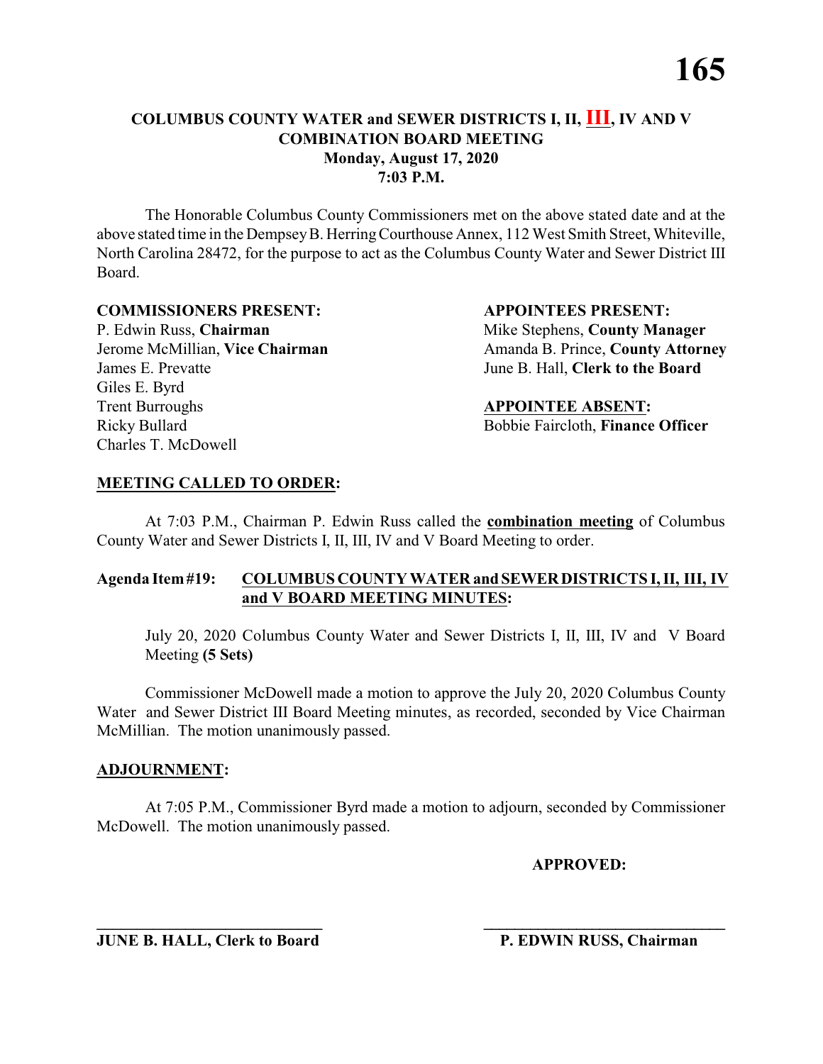**COLUMBUS COUNTY WATER and SEWER DISTRICTS I, II, III, IV AND V**
**COMBINATION BOARD MEETING**
**Monday, August 17, 2020**
**7:03 P.M.**

The Honorable Columbus County Commissioners met on the above stated date and at the above stated time in the Dempsey B. Herring Courthouse Annex, 112 West Smith Street, Whiteville, North Carolina 28472, for the purpose to act as the Columbus County Water and Sewer District III Board.

**COMMISSIONERS PRESENT:**
P. Edwin Russ, **Chairman**
Jerome McMillian, **Vice Chairman**
James E. Prevatte
Giles E. Byrd
Trent Burroughs
Ricky Bullard
Charles T. McDowell

**APPOINTEES PRESENT:**
Mike Stephens, **County Manager**
Amanda B. Prince, **County Attorney**
June B. Hall, **Clerk to the Board**

**APPOINTEE ABSENT:**
Bobbie Faircloth, **Finance Officer**

**MEETING CALLED TO ORDER:**

At 7:03 P.M., Chairman P. Edwin Russ called the **combination meeting** of Columbus County Water and Sewer Districts I, II, III, IV and V Board Meeting to order.

**Agenda Item #19: COLUMBUS COUNTY WATER and SEWER DISTRICTS I, II, III, IV and V BOARD MEETING MINUTES:**

July 20, 2020 Columbus County Water and Sewer Districts I, II, III, IV and V Board Meeting **(5 Sets)**

Commissioner McDowell made a motion to approve the July 20, 2020 Columbus County Water and Sewer District III Board Meeting minutes, as recorded, seconded by Vice Chairman McMillian. The motion unanimously passed.

**ADJOURNMENT:**

At 7:05 P.M., Commissioner Byrd made a motion to adjourn, seconded by Commissioner McDowell. The motion unanimously passed.

**APPROVED:**

\_\_\_\_\_\_\_\_\_\_\_\_\_\_\_\_\_\_\_\_\_\_\_\_\_\_\_\_
**JUNE B. HALL, Clerk to Board**

\_\_\_\_\_\_\_\_\_\_\_\_\_\_\_\_\_\_\_\_\_\_\_\_\_\_\_\_
**P. EDWIN RUSS, Chairman**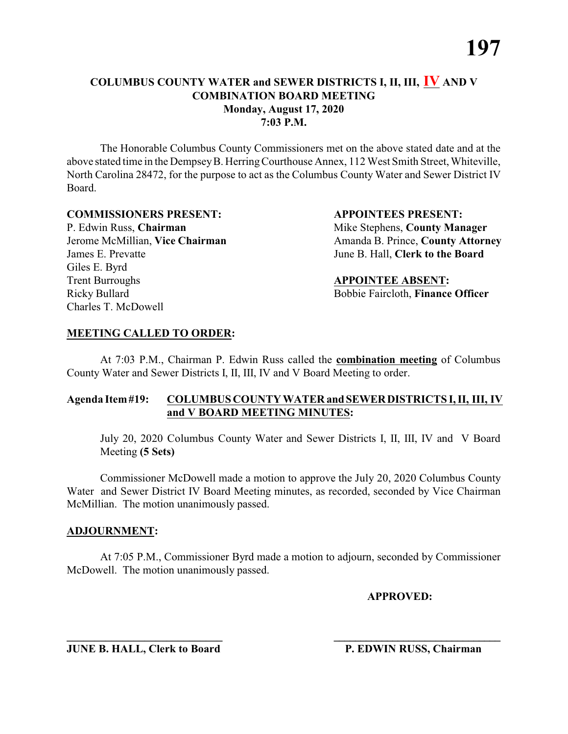**COLUMBUS COUNTY WATER and SEWER DISTRICTS I, II, III, IV AND V**
**COMBINATION BOARD MEETING**
**Monday, August 17, 2020**
**7:03 P.M.**

The Honorable Columbus County Commissioners met on the above stated date and at the above stated time in the Dempsey B. Herring Courthouse Annex, 112 West Smith Street, Whiteville, North Carolina 28472, for the purpose to act as the Columbus County Water and Sewer District IV Board.

**COMMISSIONERS PRESENT:**
P. Edwin Russ, **Chairman**
Jerome McMillian, **Vice Chairman**
James E. Prevatte
Giles E. Byrd
Trent Burroughs
Ricky Bullard
Charles T. McDowell

**APPOINTEES PRESENT:**
Mike Stephens, **County Manager**
Amanda B. Prince, **County Attorney**
June B. Hall, **Clerk to the Board**

**APPOINTEE ABSENT:**
Bobbie Faircloth, **Finance Officer**

**MEETING CALLED TO ORDER:**

At 7:03 P.M., Chairman P. Edwin Russ called the **combination meeting** of Columbus County Water and Sewer Districts I, II, III, IV and V Board Meeting to order.

**Agenda Item #19: COLUMBUS COUNTY WATER and SEWER DISTRICTS I, II, III, IV and V BOARD MEETING MINUTES:**

July 20, 2020 Columbus County Water and Sewer Districts I, II, III, IV and V Board Meeting **(5 Sets)**

Commissioner McDowell made a motion to approve the July 20, 2020 Columbus County Water and Sewer District IV Board Meeting minutes, as recorded, seconded by Vice Chairman McMillian. The motion unanimously passed.

**ADJOURNMENT:**

At 7:05 P.M., Commissioner Byrd made a motion to adjourn, seconded by Commissioner McDowell. The motion unanimously passed.

**APPROVED:**

______________________________
**JUNE B. HALL, Clerk to Board**

______________________________
**P. EDWIN RUSS, Chairman**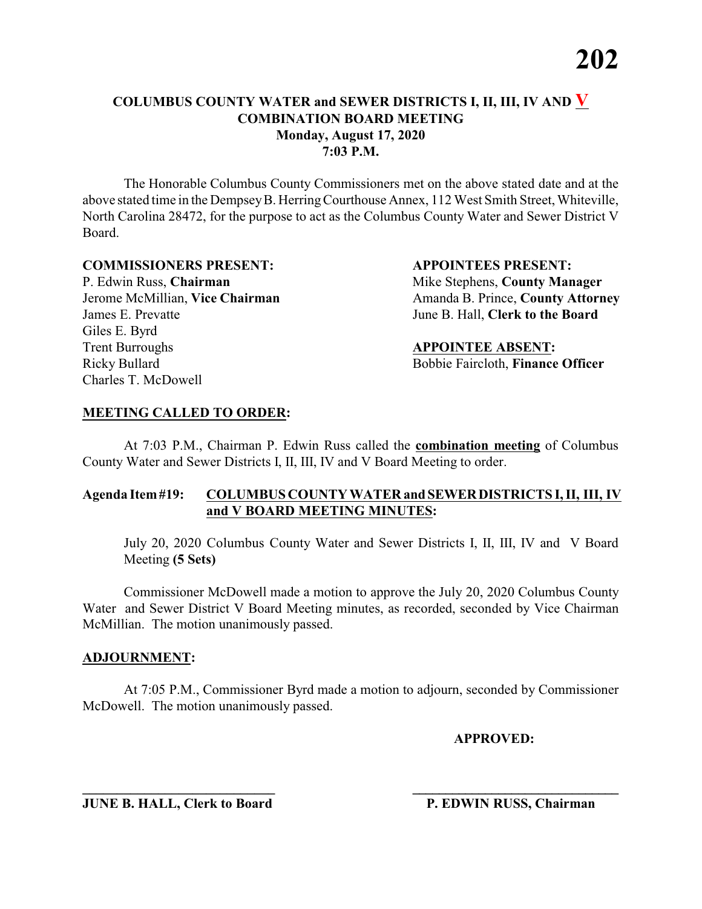# COLUMBUS COUNTY WATER and SEWER DISTRICTS I, II, III, IV AND V
## COMBINATION BOARD MEETING
### Monday, August 17, 2020
### 7:03 P.M.

The Honorable Columbus County Commissioners met on the above stated date and at the above stated time in the Dempsey B. Herring Courthouse Annex, 112 West Smith Street, Whiteville, North Carolina 28472, for the purpose to act as the Columbus County Water and Sewer District V Board.

**COMMISSIONERS PRESENT:**
P. Edwin Russ, **Chairman**
Jerome McMillian, **Vice Chairman**
James E. Prevatte
Giles E. Byrd
Trent Burroughs
Ricky Bullard
Charles T. McDowell

**APPOINTEES PRESENT:**
Mike Stephens, **County Manager**
Amanda B. Prince, **County Attorney**
June B. Hall, **Clerk to the Board**

**APPOINTEE ABSENT:**
Bobbie Faircloth, **Finance Officer**

**MEETING CALLED TO ORDER:**

At 7:03 P.M., Chairman P. Edwin Russ called the **combination meeting** of Columbus County Water and Sewer Districts I, II, III, IV and V Board Meeting to order.

**Agenda Item #19: COLUMBUS COUNTY WATER and SEWER DISTRICTS I, II, III, IV and V BOARD MEETING MINUTES:**

July 20, 2020 Columbus County Water and Sewer Districts I, II, III, IV and V Board Meeting **(5 Sets)**

Commissioner McDowell made a motion to approve the July 20, 2020 Columbus County Water and Sewer District V Board Meeting minutes, as recorded, seconded by Vice Chairman McMillian. The motion unanimously passed.

**ADJOURNMENT:**

At 7:05 P.M., Commissioner Byrd made a motion to adjourn, seconded by Commissioner McDowell. The motion unanimously passed.

**APPROVED:**

______________________________
**JUNE B. HALL, Clerk to Board**

______________________________
**P. EDWIN RUSS, Chairman**